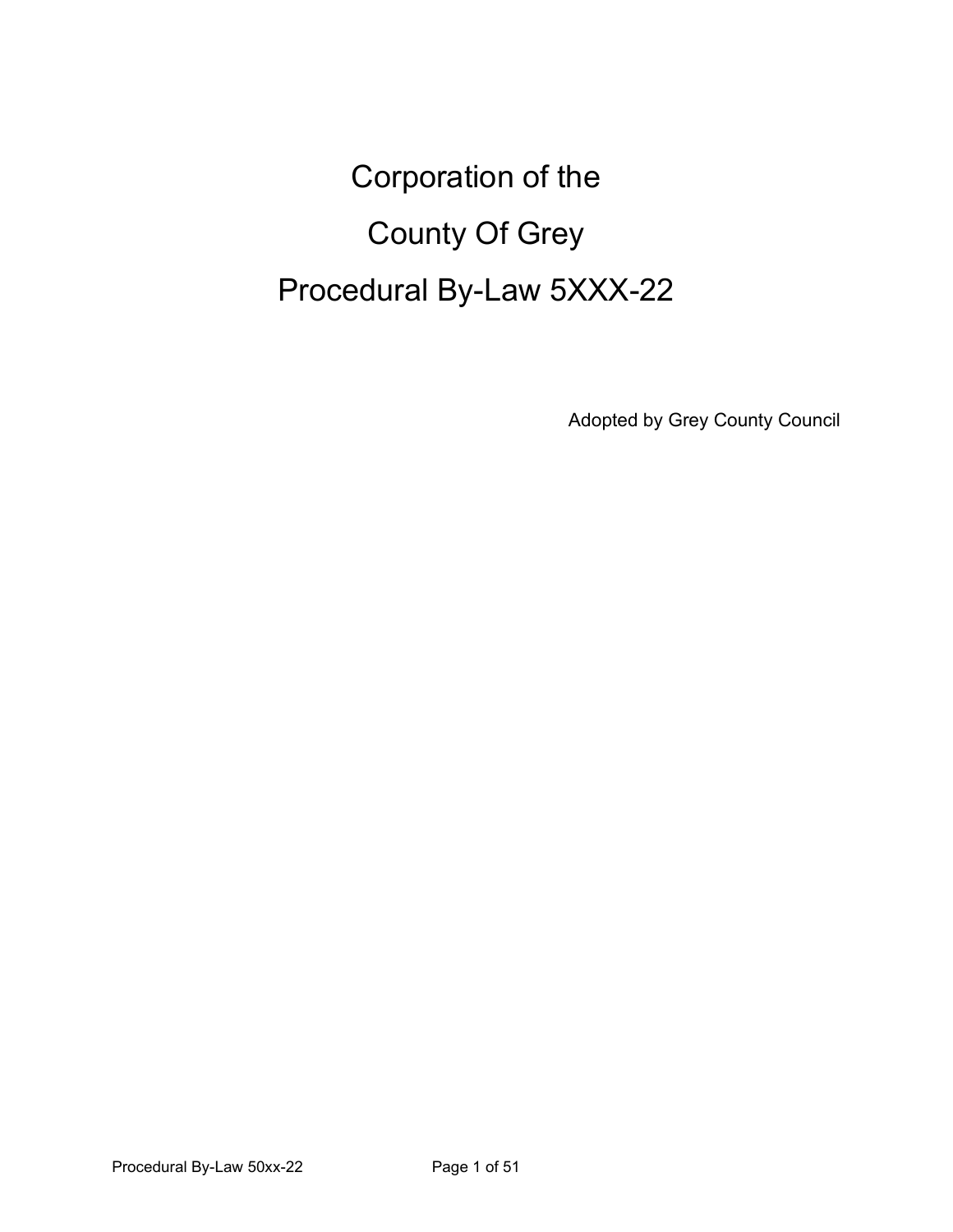# Corporation of the

# County Of Grey

# Procedural By-Law 5XXX-22

Adopted by Grey County Council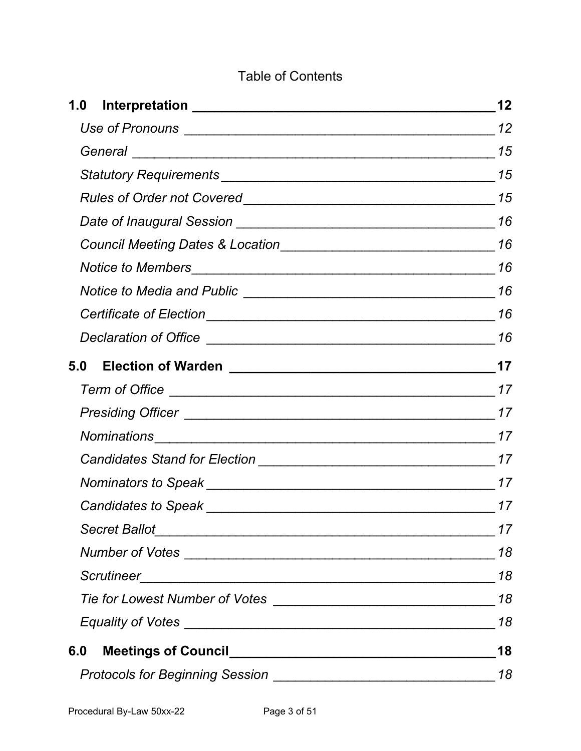Table of Contents

**1.0 Interpretation** ____________________________ **12**

*Use of Pronouns* ____________________________ *12*

*General* ____________________________ *15*

*Statutory Requirements* ____________________________ *15*

*Rules of Order not Covered* ____________________________ *15*

*Date of Inaugural Session* ____________________________ *16*

*Council Meeting Dates & Location* ____________________________ *16*

*Notice to Members* ____________________________ *16*

*Notice to Media and Public* ____________________________ *16*

*Certificate of Election* ____________________________ *16*

*Declaration of Office* ____________________________ *16*

**5.0 Election of Warden** ____________________________ **17**

*Term of Office* ____________________________ *17*

*Presiding Officer* ____________________________ *17*

*Nominations* ____________________________ *17*

*Candidates Stand for Election* ____________________________ *17*

*Nominators to Speak* ____________________________ *17*

*Candidates to Speak* ____________________________ *17*

*Secret Ballot* ____________________________ *17*

*Number of Votes* ____________________________ *18*

*Scrutineer* ____________________________ *18*

*Tie for Lowest Number of Votes* ____________________________ *18*

*Equality of Votes* ____________________________ *18*

**6.0 Meetings of Council** ____________________________ **18**

*Protocols for Beginning Session* ____________________________ *18*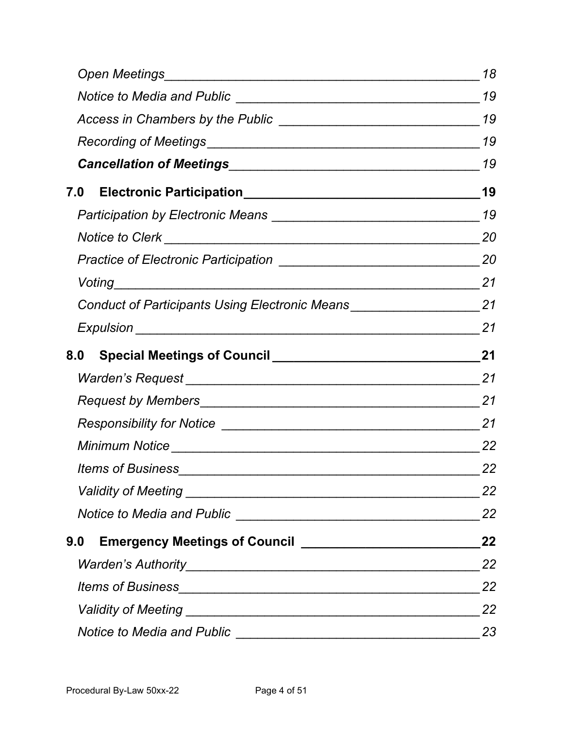*Open Meetings* 18

*Notice to Media and Public* 19

*Access in Chambers by the Public* 19

*Recording of Meetings* 19

***Cancellation of Meetings*** 19

**7.0 Electronic Participation** **19**

*Participation by Electronic Means* 19

*Notice to Clerk* 20

*Practice of Electronic Participation* 20

*Voting* 21

*Conduct of Participants Using Electronic Means* 21

*Expulsion* 21

**8.0 Special Meetings of Council** **21**

*Warden's Request* 21

*Request by Members* 21

*Responsibility for Notice* 21

*Minimum Notice* 22

*Items of Business* 22

*Validity of Meeting* 22

*Notice to Media and Public* 22

**9.0 Emergency Meetings of Council** **22**

*Warden's Authority* 22

*Items of Business* 22

*Validity of Meeting* 22

*Notice to Media and Public* 23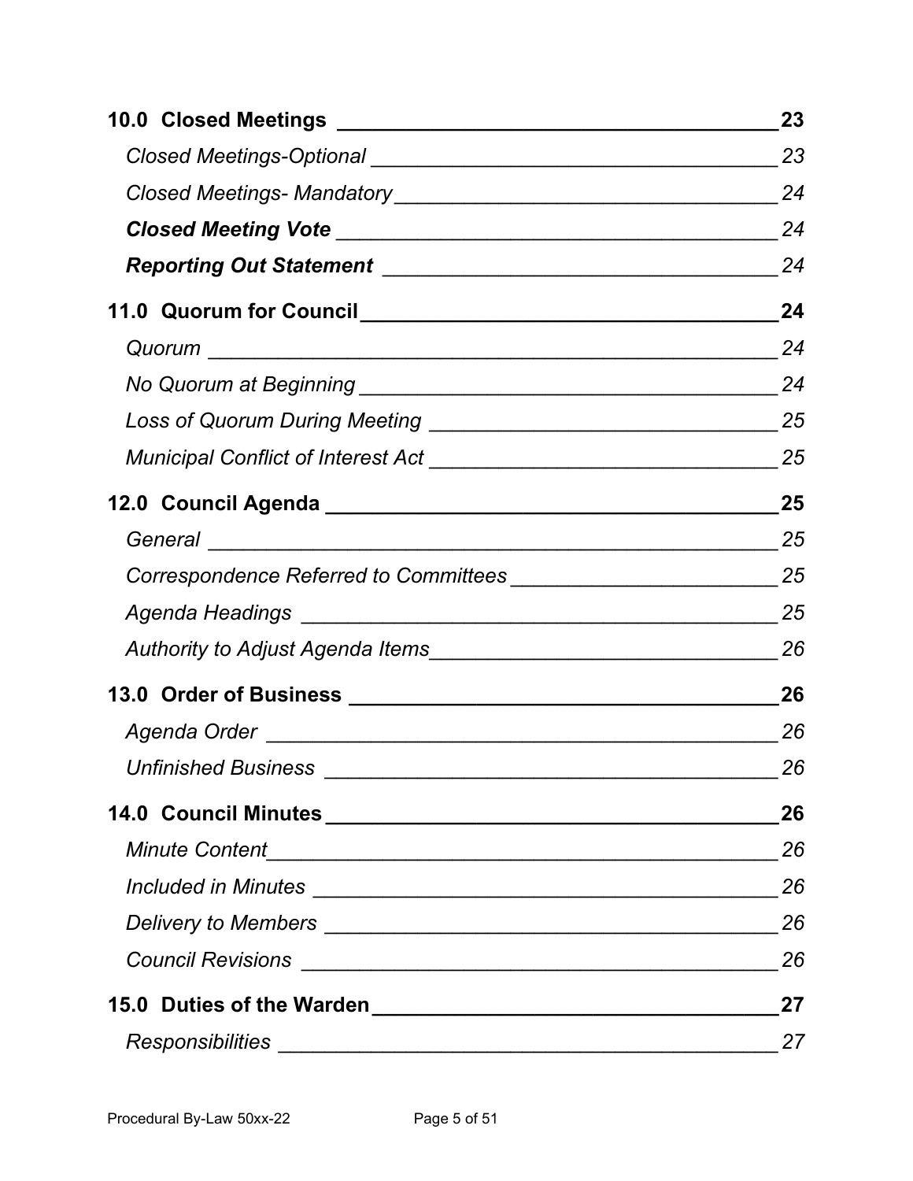| | |
|---|---|
| **10.0 Closed Meetings** | **23** |
| *Closed Meetings-Optional* | *23* |
| *Closed Meetings- Mandatory* | *24* |
| ***Closed Meeting Vote*** | *24* |
| ***Reporting Out Statement*** | *24* |
| **11.0 Quorum for Council** | **24** |
| *Quorum* | *24* |
| *No Quorum at Beginning* | *24* |
| *Loss of Quorum During Meeting* | *25* |
| *Municipal Conflict of Interest Act* | *25* |
| **12.0 Council Agenda** | **25** |
| *General* | *25* |
| *Correspondence Referred to Committees* | *25* |
| *Agenda Headings* | *25* |
| *Authority to Adjust Agenda Items* | *26* |
| **13.0 Order of Business** | **26** |
| *Agenda Order* | *26* |
| *Unfinished Business* | *26* |
| **14.0 Council Minutes** | **26** |
| *Minute Content* | *26* |
| *Included in Minutes* | *26* |
| *Delivery to Members* | *26* |
| *Council Revisions* | *26* |
| **15.0 Duties of the Warden** | **27** |
| *Responsibilities* | *27* |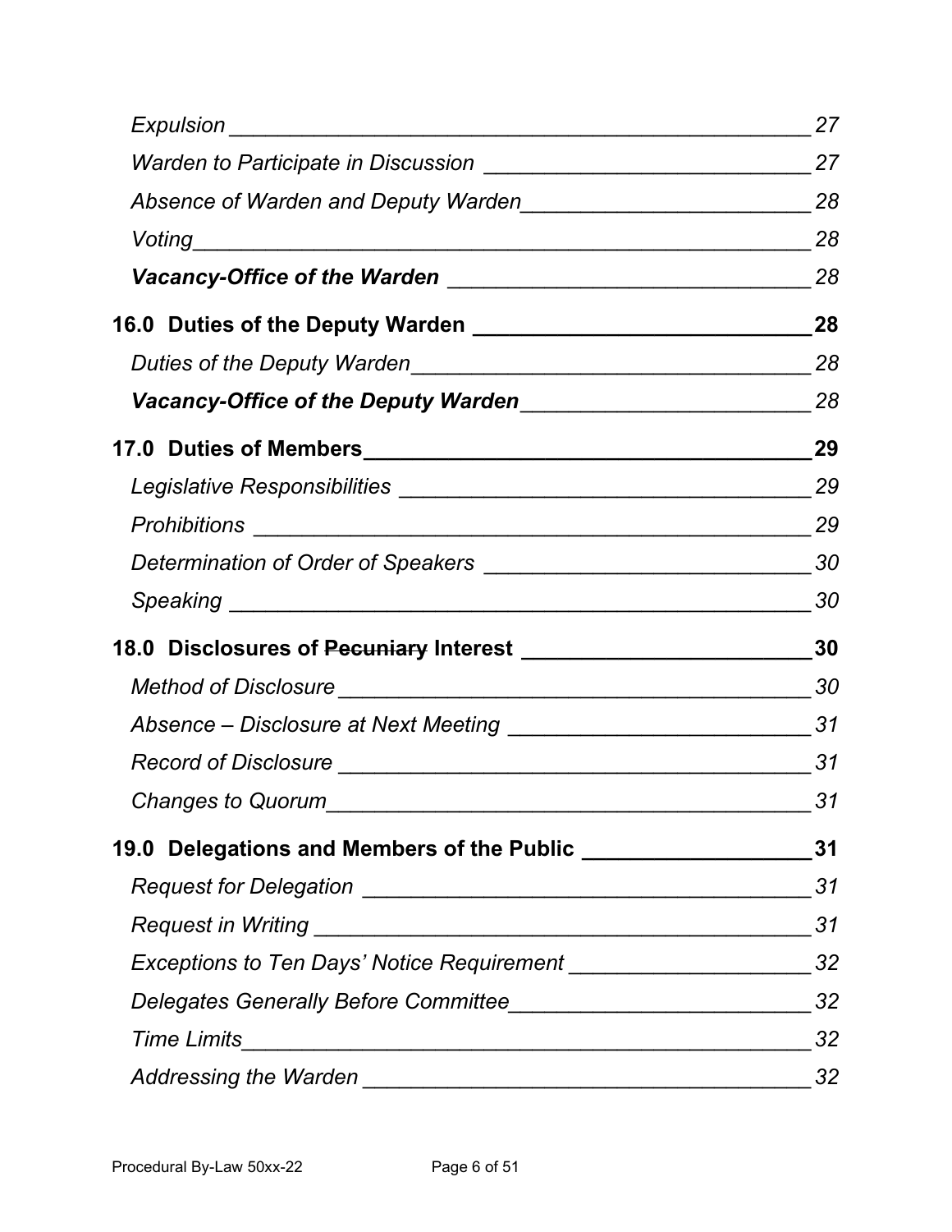*Expulsion* ______________________________________________ *27*

*Warden to Participate in Discussion* ___________________________ *27*

*Absence of Warden and Deputy Warden*______________________ *28*

*Voting*_________________________________________________ *28*

***Vacancy-Office of the Warden*** ____________________________ *28*

**16.0 Duties of the Deputy Warden** ____________________________**28**

*Duties of the Deputy Warden*________________________________ *28*

***Vacancy-Office of the Deputy Warden***_______________________ *28*

**17.0 Duties of Members**____________________________________**29**

*Legislative Responsibilities* ________________________________ *29*

*Prohibitions* ____________________________________________ *29*

*Determination of Order of Speakers* __________________________ *30*

*Speaking* _______________________________________________ *30*

**18.0 Disclosures of ~~Pecuniary~~ Interest** ________________________**30**

*Method of Disclosure* ______________________________________ *30*

*Absence – Disclosure at Next Meeting* ________________________ *31*

*Record of Disclosure* ______________________________________ *31*

*Changes to Quorum*_______________________________________ *31*

**19.0 Delegations and Members of the Public** __________________**31**

*Request for Delegation* ____________________________________ *31*

*Request in Writing* ________________________________________ *31*

*Exceptions to Ten Days' Notice Requirement* ___________________ *32*

*Delegates Generally Before Committee*________________________ *32*

*Time Limits*_____________________________________________ *32*

*Addressing the Warden* ____________________________________ *32*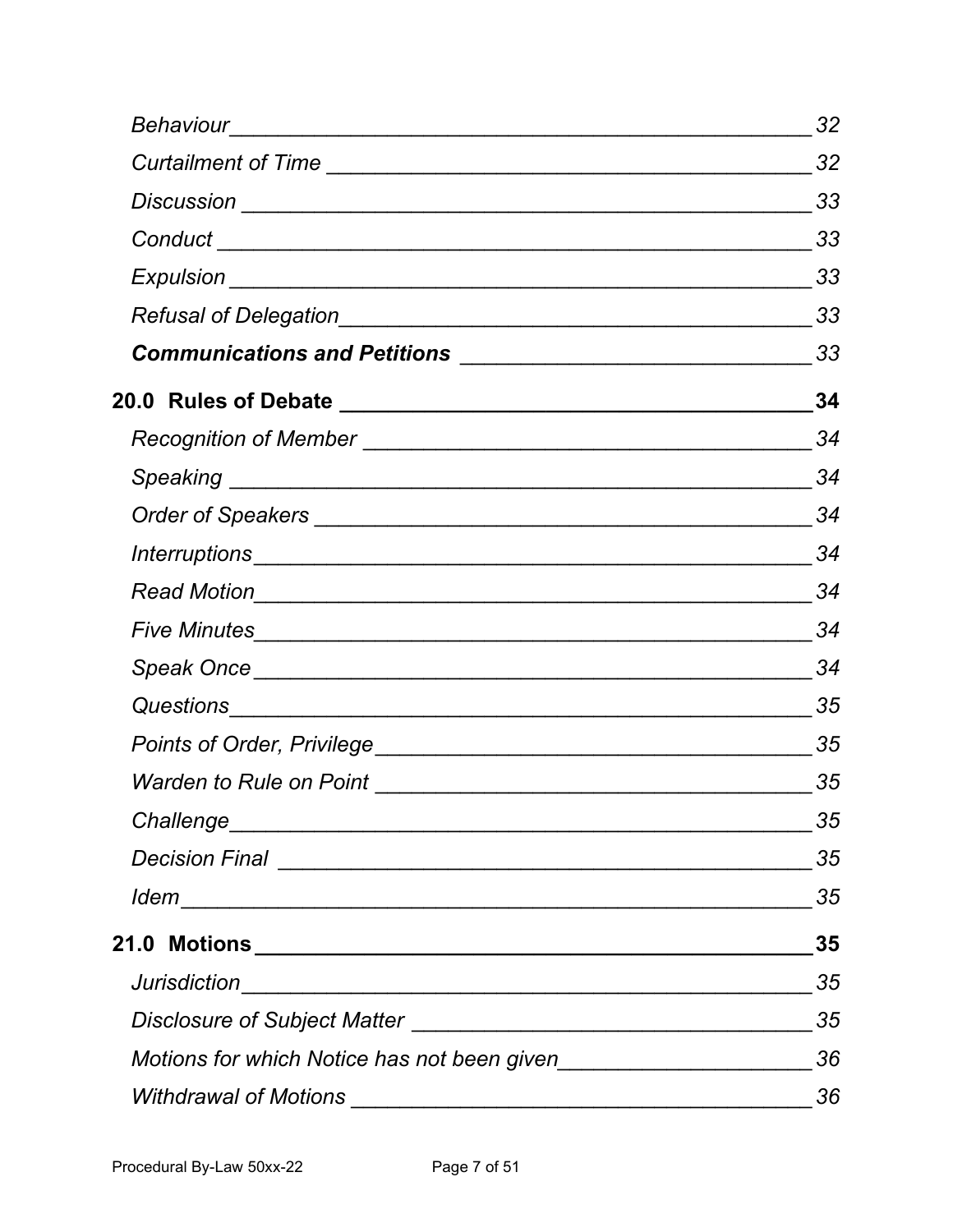*Behaviour* ______ 32

*Curtailment of Time* ______ 32

*Discussion* ______ 33

*Conduct* ______ 33

*Expulsion* ______ 33

*Refusal of Delegation* ______ 33

***Communications and Petitions*** ______ 33

**20.0 Rules of Debate ______ 34**

*Recognition of Member* ______ 34

*Speaking* ______ 34

*Order of Speakers* ______ 34

*Interruptions* ______ 34

*Read Motion* ______ 34

*Five Minutes* ______ 34

*Speak Once* ______ 34

*Questions* ______ 35

*Points of Order, Privilege* ______ 35

*Warden to Rule on Point* ______ 35

*Challenge* ______ 35

*Decision Final* ______ 35

*Idem* ______ 35

**21.0 Motions ______ 35**

*Jurisdiction* ______ 35

*Disclosure of Subject Matter* ______ 35

*Motions for which Notice has not been given* ______ 36

*Withdrawal of Motions* ______ 36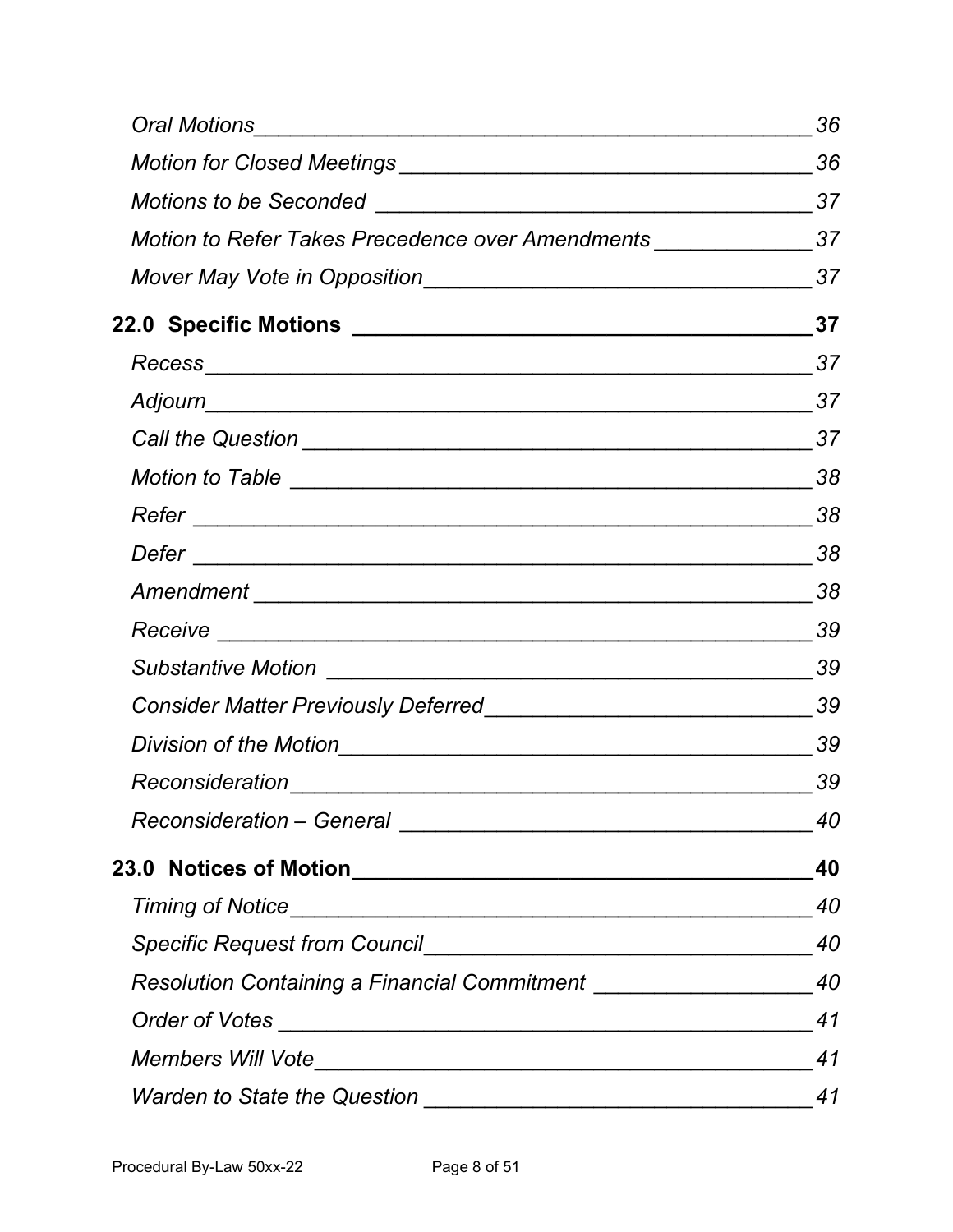*Oral Motions* 36

*Motion for Closed Meetings* 36

*Motions to be Seconded* 37

*Motion to Refer Takes Precedence over Amendments* 37

*Mover May Vote in Opposition* 37

**22.0 Specific Motions** **37**

*Recess* 37

*Adjourn* 37

*Call the Question* 37

*Motion to Table* 38

*Refer* 38

*Defer* 38

*Amendment* 38

*Receive* 39

*Substantive Motion* 39

*Consider Matter Previously Deferred* 39

*Division of the Motion* 39

*Reconsideration* 39

*Reconsideration – General* 40

**23.0 Notices of Motion** **40**

*Timing of Notice* 40

*Specific Request from Council* 40

*Resolution Containing a Financial Commitment* 40

*Order of Votes* 41

*Members Will Vote* 41

*Warden to State the Question* 41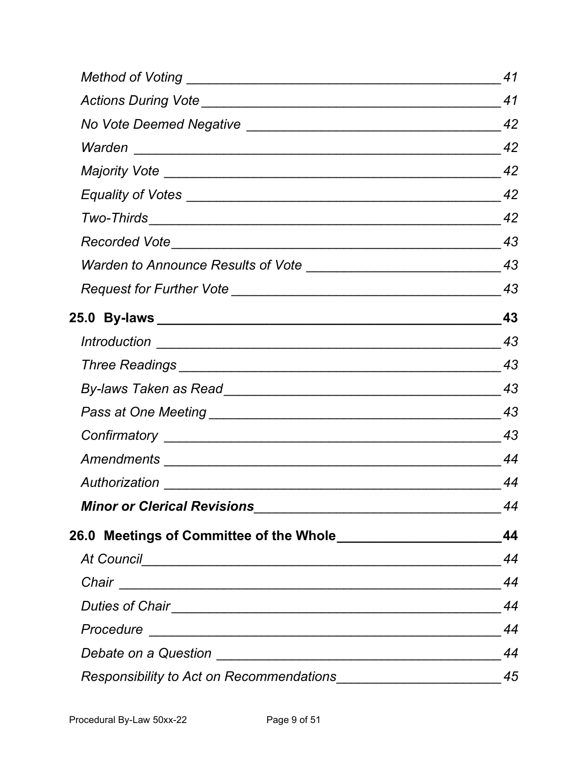*Method of Voting* ______________________________________ *41*

*Actions During Vote* ______________________________________ *41*

*No Vote Deemed Negative* ______________________________________ *42*

*Warden* ______________________________________ *42*

*Majority Vote* ______________________________________ *42*

*Equality of Votes* ______________________________________ *42*

*Two-Thirds* ______________________________________ *42*

*Recorded Vote* ______________________________________ *43*

*Warden to Announce Results of Vote* ______________________________________ *43*

*Request for Further Vote* ______________________________________ *43*

**25.0 By-laws ______________________________________ 43**

*Introduction* ______________________________________ *43*

*Three Readings* ______________________________________ *43*

*By-laws Taken as Read* ______________________________________ *43*

*Pass at One Meeting* ______________________________________ *43*

*Confirmatory* ______________________________________ *43*

*Amendments* ______________________________________ *44*

*Authorization* ______________________________________ *44*

***Minor or Clerical Revisions*** ______________________________________ *44*

**26.0 Meetings of Committee of the Whole ______________________________________ 44**

*At Council* ______________________________________ *44*

*Chair* ______________________________________ *44*

*Duties of Chair* ______________________________________ *44*

*Procedure* ______________________________________ *44*

*Debate on a Question* ______________________________________ *44*

*Responsibility to Act on Recommendations* ______________________________________ *45*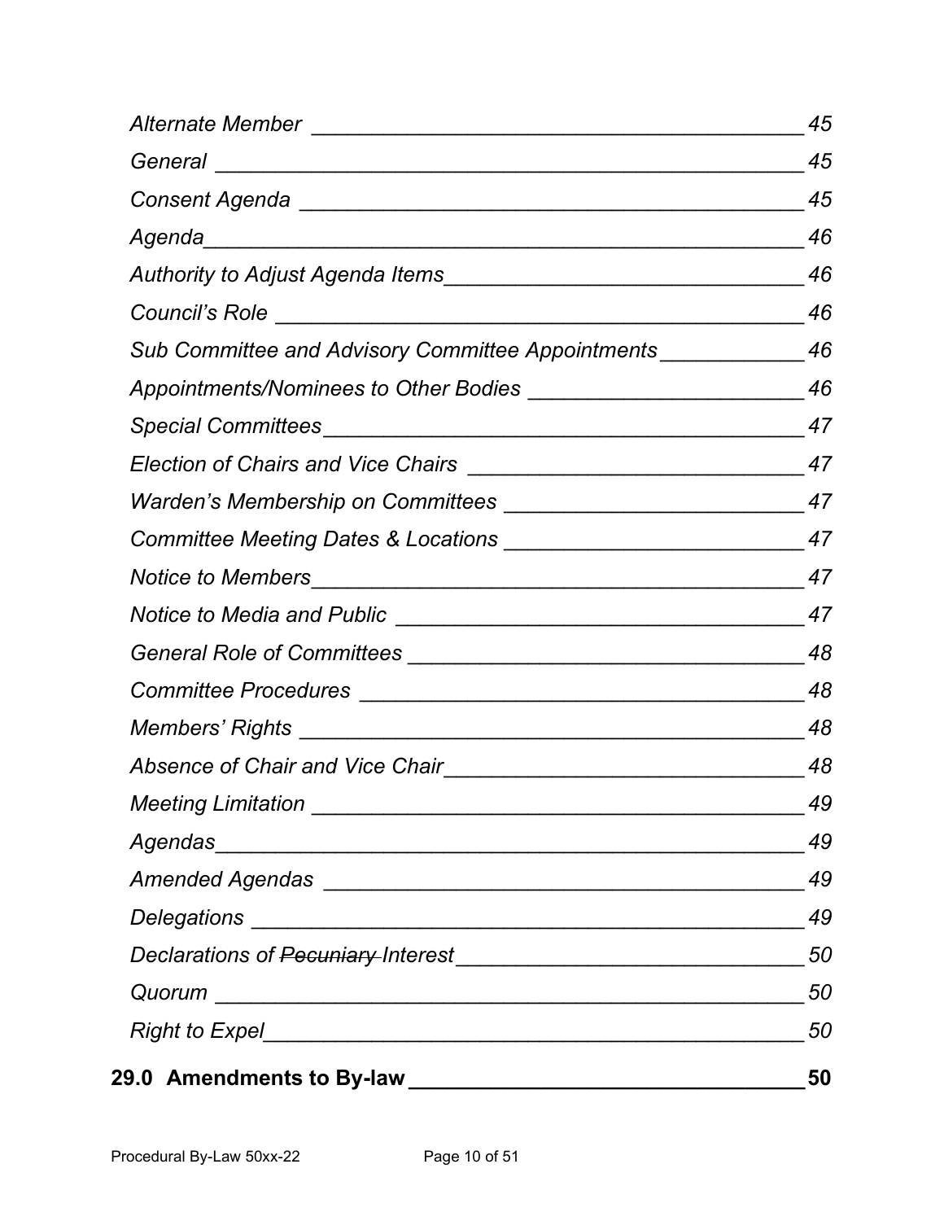*Alternate Member* _________________________________________ 45

*General* ______________________________________________ 45

*Consent Agenda* ________________________________________ 45

*Agenda*_______________________________________________ 46

*Authority to Adjust Agenda Items*_______________________________ 46

*Council's Role* __________________________________________ 46

*Sub Committee and Advisory Committee Appointments*____________ 46

*Appointments/Nominees to Other Bodies* ________________________ 46

*Special Committees*_______________________________________ 47

*Election of Chairs and Vice Chairs* ____________________________ 47

*Warden's Membership on Committees* __________________________ 47

*Committee Meeting Dates & Locations* __________________________ 47

*Notice to Members*________________________________________ 47

*Notice to Media and Public* __________________________________ 47

*General Role of Committees* _________________________________ 48

*Committee Procedures* _____________________________________ 48

*Members' Rights* _________________________________________ 48

*Absence of Chair and Vice Chair*______________________________ 48

*Meeting Limitation* ________________________________________ 49

*Agendas*_______________________________________________ 49

*Amended Agendas* ________________________________________ 49

*Delegations* ____________________________________________ 49

*Declarations of ~~Pecuniary~~ Interest*______________________________ 50

*Quorum* _______________________________________________ 50

*Right to Expel*____________________________________________ 50

**29.0 Amendments to By-law** ________________________________ **50**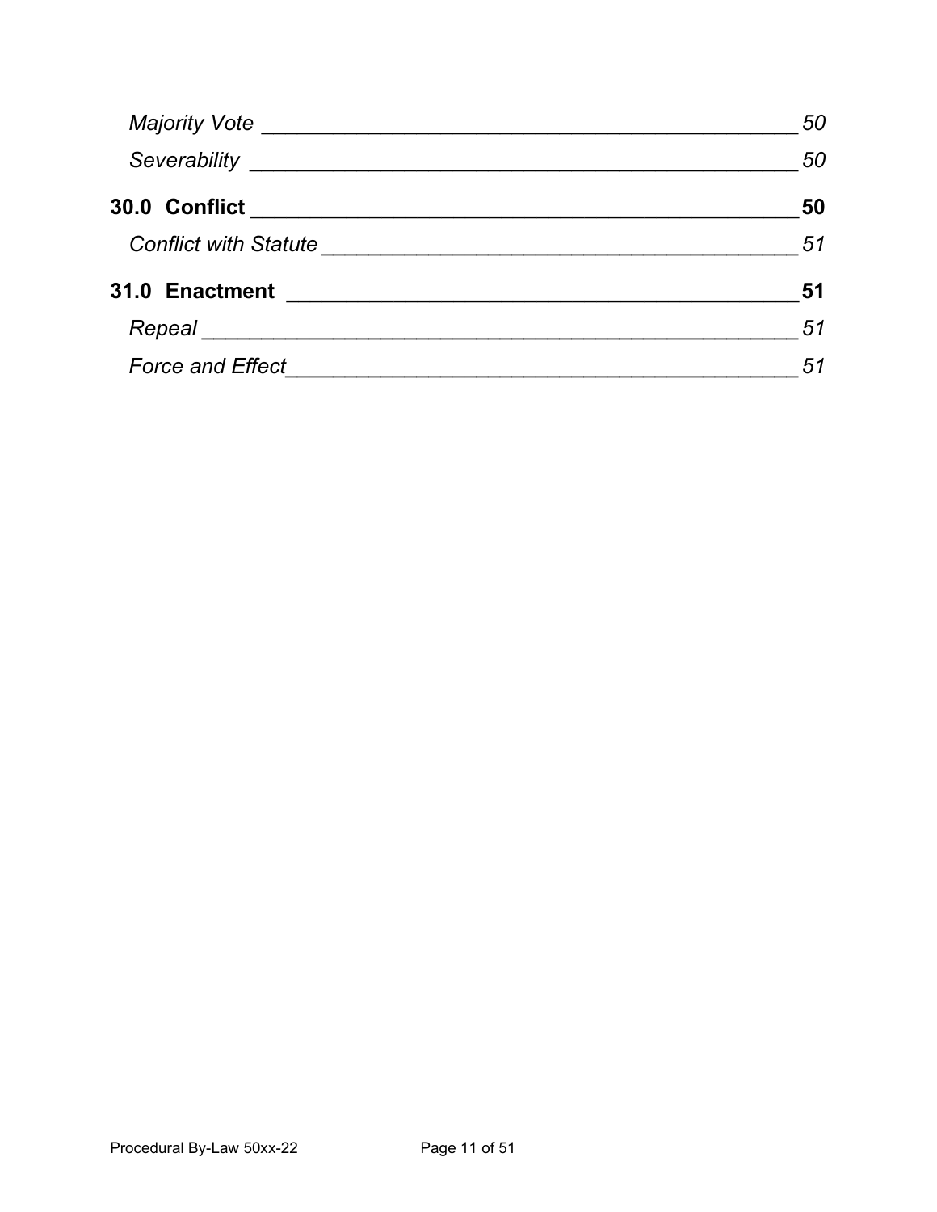*Majority Vote* _____ 50

*Severability* _____ 50

**30.0 Conflict** _____ **50**

*Conflict with Statute* _____ 51

**31.0 Enactment** _____ **51**

*Repeal* _____ 51

*Force and Effect* _____ 51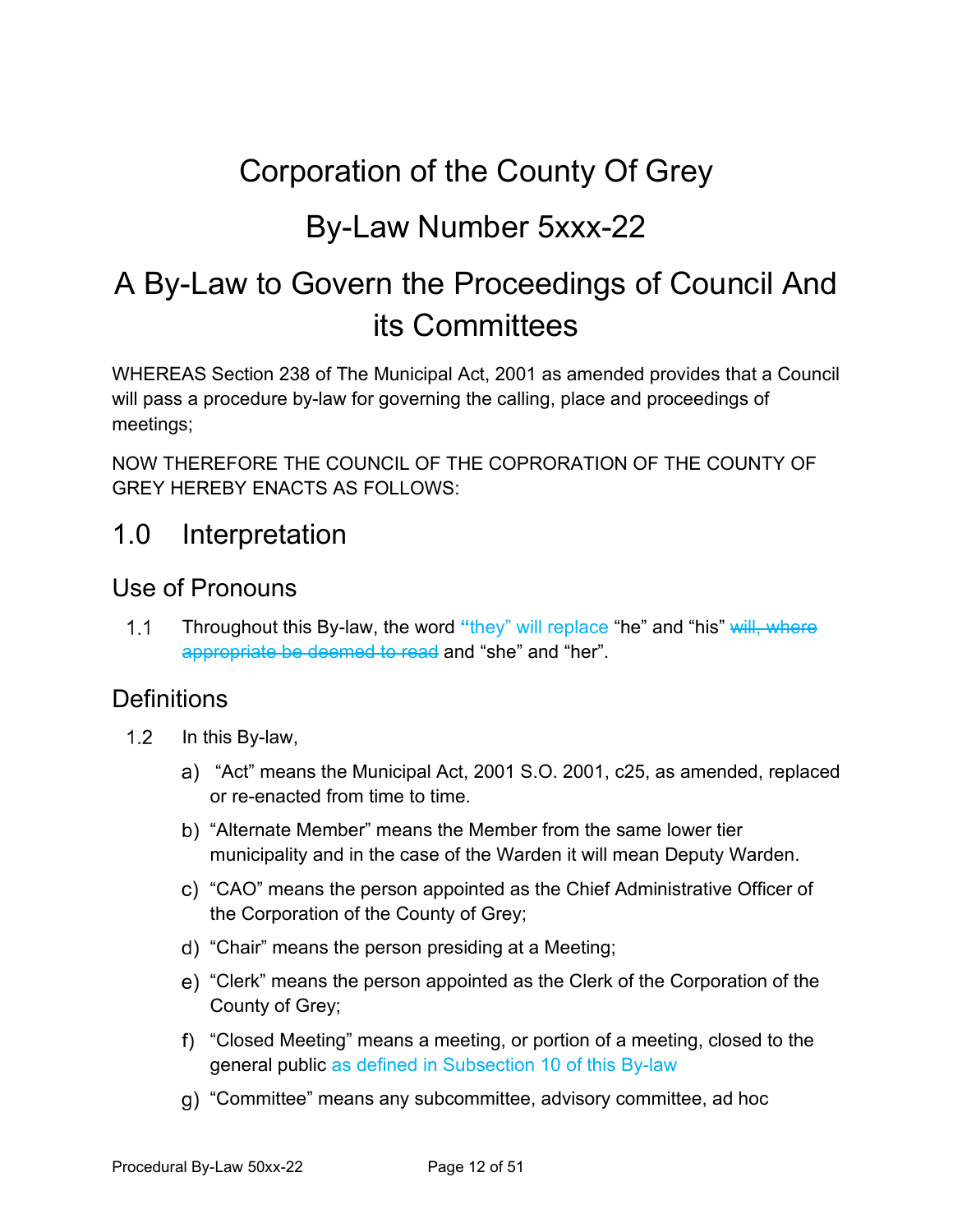# Corporation of the County Of Grey

# By-Law Number 5xxx-22

# A By-Law to Govern the Proceedings of Council And its Committees

WHEREAS Section 238 of The Municipal Act, 2001 as amended provides that a Council will pass a procedure by-law for governing the calling, place and proceedings of meetings;

NOW THEREFORE THE COUNCIL OF THE COPRORATION OF THE COUNTY OF GREY HEREBY ENACTS AS FOLLOWS:

## 1.0 Interpretation

### Use of Pronouns

1.1 Throughout this By-law, the word "they" will replace "he" and "his" ~~will, where appropriate be deemed to read~~ and "she" and "her".

### Definitions

1.2 In this By-law,

a) "Act" means the Municipal Act, 2001 S.O. 2001, c25, as amended, replaced or re-enacted from time to time.

b) "Alternate Member" means the Member from the same lower tier municipality and in the case of the Warden it will mean Deputy Warden.

c) "CAO" means the person appointed as the Chief Administrative Officer of the Corporation of the County of Grey;

d) "Chair" means the person presiding at a Meeting;

e) "Clerk" means the person appointed as the Clerk of the Corporation of the County of Grey;

f) "Closed Meeting" means a meeting, or portion of a meeting, closed to the general public as defined in Subsection 10 of this By-law

g) "Committee" means any subcommittee, advisory committee, ad hoc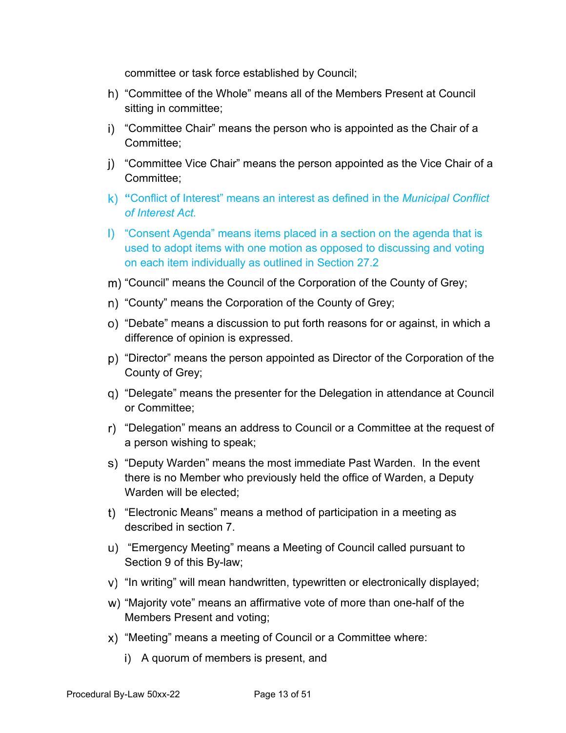committee or task force established by Council;

h) "Committee of the Whole" means all of the Members Present at Council sitting in committee;

i) "Committee Chair" means the person who is appointed as the Chair of a Committee;

j) "Committee Vice Chair" means the person appointed as the Vice Chair of a Committee;

k) "Conflict of Interest" means an interest as defined in the *Municipal Conflict of Interest Act.*

l) "Consent Agenda" means items placed in a section on the agenda that is used to adopt items with one motion as opposed to discussing and voting on each item individually as outlined in Section 27.2

m) "Council" means the Council of the Corporation of the County of Grey;

n) "County" means the Corporation of the County of Grey;

o) "Debate" means a discussion to put forth reasons for or against, in which a difference of opinion is expressed.

p) "Director" means the person appointed as Director of the Corporation of the County of Grey;

q) "Delegate" means the presenter for the Delegation in attendance at Council or Committee;

r) "Delegation" means an address to Council or a Committee at the request of a person wishing to speak;

s) "Deputy Warden" means the most immediate Past Warden. In the event there is no Member who previously held the office of Warden, a Deputy Warden will be elected;

t) "Electronic Means" means a method of participation in a meeting as described in section 7.

u) "Emergency Meeting" means a Meeting of Council called pursuant to Section 9 of this By-law;

v) "In writing" will mean handwritten, typewritten or electronically displayed;

w) "Majority vote" means an affirmative vote of more than one-half of the Members Present and voting;

x) "Meeting" means a meeting of Council or a Committee where:

   i) A quorum of members is present, and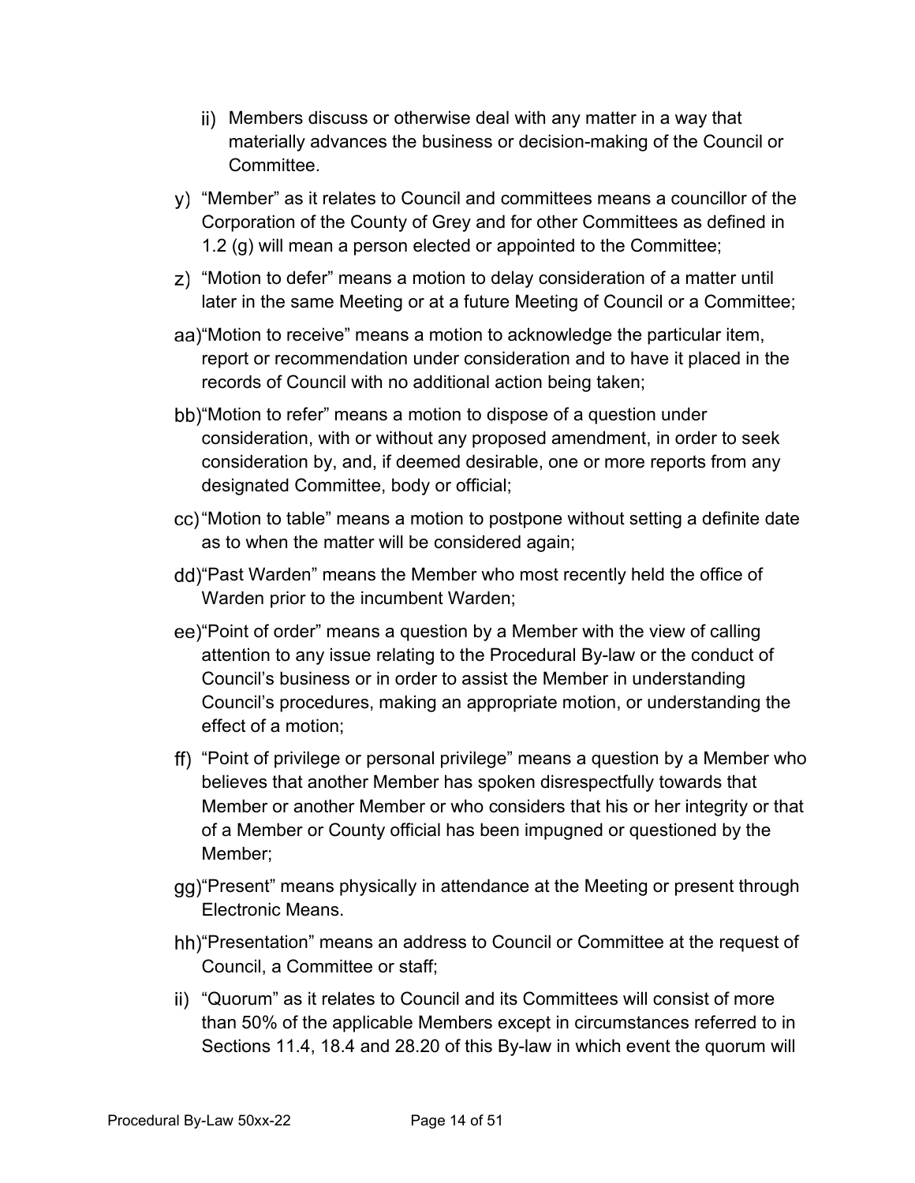ii) Members discuss or otherwise deal with any matter in a way that materially advances the business or decision-making of the Council or Committee.

y) "Member" as it relates to Council and committees means a councillor of the Corporation of the County of Grey and for other Committees as defined in 1.2 (g) will mean a person elected or appointed to the Committee;

z) "Motion to defer" means a motion to delay consideration of a matter until later in the same Meeting or at a future Meeting of Council or a Committee;

aa) "Motion to receive" means a motion to acknowledge the particular item, report or recommendation under consideration and to have it placed in the records of Council with no additional action being taken;

bb) "Motion to refer" means a motion to dispose of a question under consideration, with or without any proposed amendment, in order to seek consideration by, and, if deemed desirable, one or more reports from any designated Committee, body or official;

cc) "Motion to table" means a motion to postpone without setting a definite date as to when the matter will be considered again;

dd) "Past Warden" means the Member who most recently held the office of Warden prior to the incumbent Warden;

ee) "Point of order" means a question by a Member with the view of calling attention to any issue relating to the Procedural By-law or the conduct of Council's business or in order to assist the Member in understanding Council's procedures, making an appropriate motion, or understanding the effect of a motion;

ff) "Point of privilege or personal privilege" means a question by a Member who believes that another Member has spoken disrespectfully towards that Member or another Member or who considers that his or her integrity or that of a Member or County official has been impugned or questioned by the Member;

gg) "Present" means physically in attendance at the Meeting or present through Electronic Means.

hh) "Presentation" means an address to Council or Committee at the request of Council, a Committee or staff;

ii) "Quorum" as it relates to Council and its Committees will consist of more than 50% of the applicable Members except in circumstances referred to in Sections 11.4, 18.4 and 28.20 of this By-law in which event the quorum will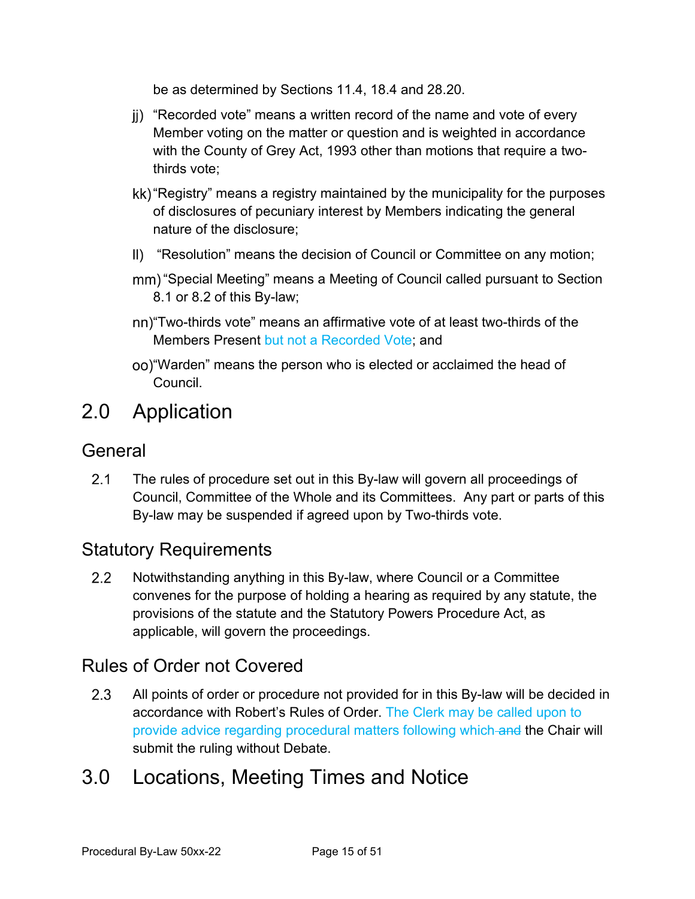be as determined by Sections 11.4, 18.4 and 28.20.

jj) "Recorded vote" means a written record of the name and vote of every Member voting on the matter or question and is weighted in accordance with the County of Grey Act, 1993 other than motions that require a two-thirds vote;

kk) "Registry" means a registry maintained by the municipality for the purposes of disclosures of pecuniary interest by Members indicating the general nature of the disclosure;

ll) "Resolution" means the decision of Council or Committee on any motion;

mm) "Special Meeting" means a Meeting of Council called pursuant to Section 8.1 or 8.2 of this By-law;

nn) "Two-thirds vote" means an affirmative vote of at least two-thirds of the Members Present but not a Recorded Vote; and

oo) "Warden" means the person who is elected or acclaimed the head of Council.

# 2.0 Application

## General

2.1 The rules of procedure set out in this By-law will govern all proceedings of Council, Committee of the Whole and its Committees. Any part or parts of this By-law may be suspended if agreed upon by Two-thirds vote.

## Statutory Requirements

2.2 Notwithstanding anything in this By-law, where Council or a Committee convenes for the purpose of holding a hearing as required by any statute, the provisions of the statute and the Statutory Powers Procedure Act, as applicable, will govern the proceedings.

## Rules of Order not Covered

2.3 All points of order or procedure not provided for in this By-law will be decided in accordance with Robert's Rules of Order. The Clerk may be called upon to provide advice regarding procedural matters following which ~~and~~ the Chair will submit the ruling without Debate.

# 3.0 Locations, Meeting Times and Notice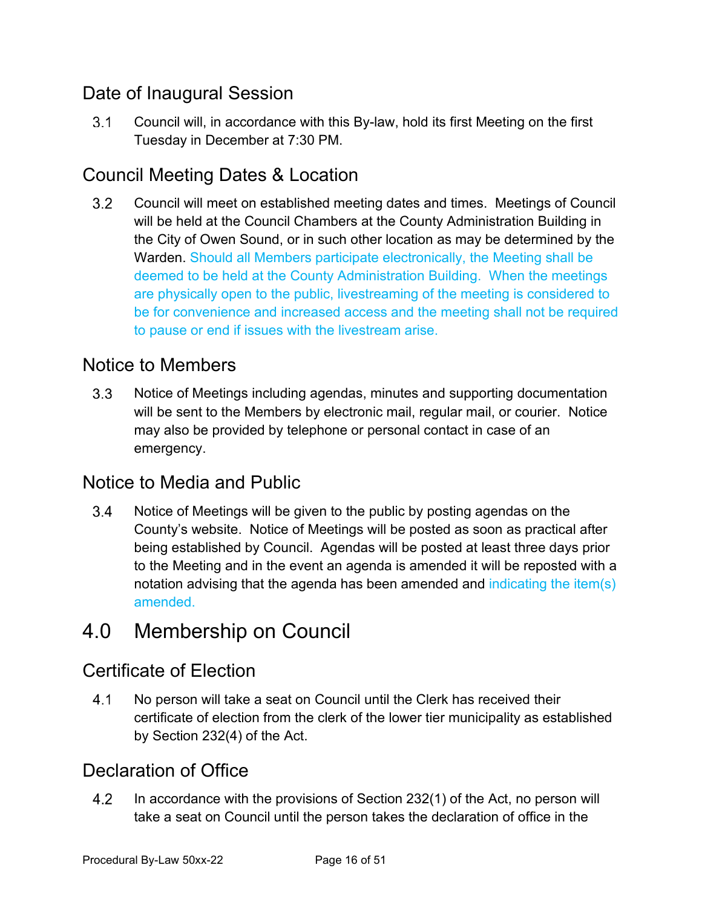## Date of Inaugural Session

3.1 Council will, in accordance with this By-law, hold its first Meeting on the first Tuesday in December at 7:30 PM.

## Council Meeting Dates & Location

3.2 Council will meet on established meeting dates and times. Meetings of Council will be held at the Council Chambers at the County Administration Building in the City of Owen Sound, or in such other location as may be determined by the Warden. Should all Members participate electronically, the Meeting shall be deemed to be held at the County Administration Building. When the meetings are physically open to the public, livestreaming of the meeting is considered to be for convenience and increased access and the meeting shall not be required to pause or end if issues with the livestream arise.

## Notice to Members

3.3 Notice of Meetings including agendas, minutes and supporting documentation will be sent to the Members by electronic mail, regular mail, or courier. Notice may also be provided by telephone or personal contact in case of an emergency.

## Notice to Media and Public

3.4 Notice of Meetings will be given to the public by posting agendas on the County's website. Notice of Meetings will be posted as soon as practical after being established by Council. Agendas will be posted at least three days prior to the Meeting and in the event an agenda is amended it will be reposted with a notation advising that the agenda has been amended and indicating the item(s) amended.

# 4.0 Membership on Council

## Certificate of Election

4.1 No person will take a seat on Council until the Clerk has received their certificate of election from the clerk of the lower tier municipality as established by Section 232(4) of the Act.

## Declaration of Office

4.2 In accordance with the provisions of Section 232(1) of the Act, no person will take a seat on Council until the person takes the declaration of office in the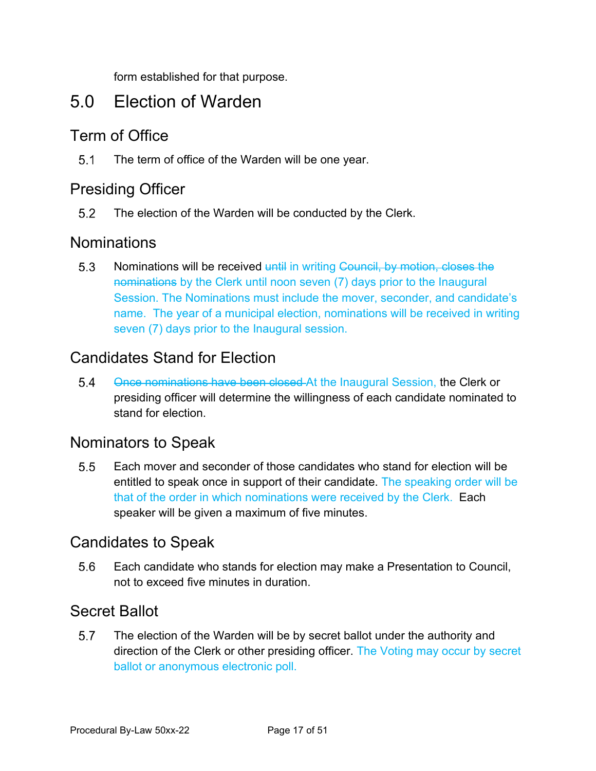form established for that purpose.

# 5.0 Election of Warden

## Term of Office

5.1 The term of office of the Warden will be one year.

## Presiding Officer

5.2 The election of the Warden will be conducted by the Clerk.

## Nominations

5.3 Nominations will be received ~~until~~ in writing ~~Council, by motion, closes the nominations~~ by the Clerk until noon seven (7) days prior to the Inaugural Session. The Nominations must include the mover, seconder, and candidate's name. The year of a municipal election, nominations will be received in writing seven (7) days prior to the Inaugural session.

## Candidates Stand for Election

5.4 ~~Once nominations have been closed~~ At the Inaugural Session, the Clerk or presiding officer will determine the willingness of each candidate nominated to stand for election.

## Nominators to Speak

5.5 Each mover and seconder of those candidates who stand for election will be entitled to speak once in support of their candidate. The speaking order will be that of the order in which nominations were received by the Clerk. Each speaker will be given a maximum of five minutes.

## Candidates to Speak

5.6 Each candidate who stands for election may make a Presentation to Council, not to exceed five minutes in duration.

## Secret Ballot

5.7 The election of the Warden will be by secret ballot under the authority and direction of the Clerk or other presiding officer. The Voting may occur by secret ballot or anonymous electronic poll.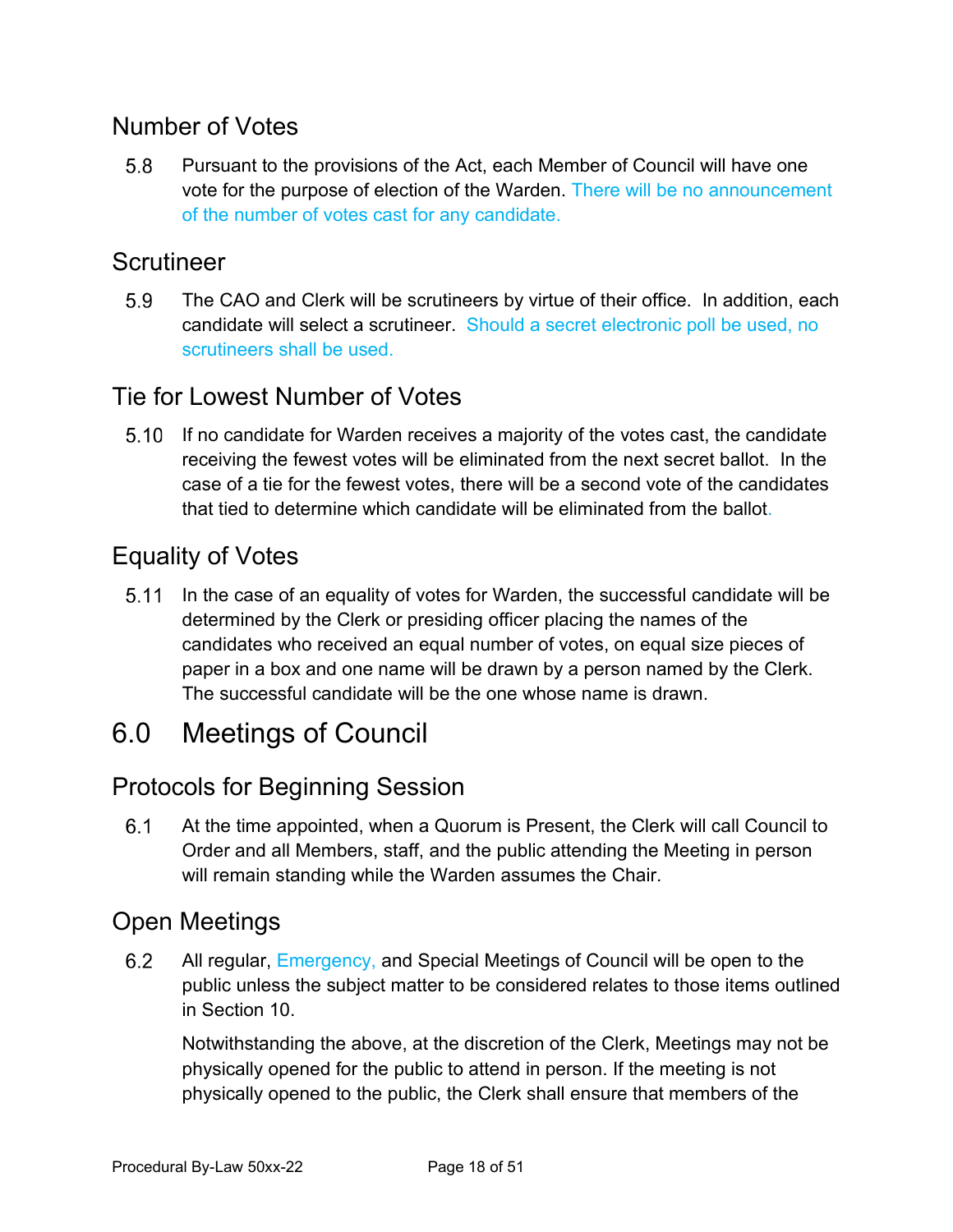## Number of Votes

5.8 Pursuant to the provisions of the Act, each Member of Council will have one vote for the purpose of election of the Warden. There will be no announcement of the number of votes cast for any candidate.

## Scrutineer

5.9 The CAO and Clerk will be scrutineers by virtue of their office. In addition, each candidate will select a scrutineer. Should a secret electronic poll be used, no scrutineers shall be used.

## Tie for Lowest Number of Votes

5.10 If no candidate for Warden receives a majority of the votes cast, the candidate receiving the fewest votes will be eliminated from the next secret ballot. In the case of a tie for the fewest votes, there will be a second vote of the candidates that tied to determine which candidate will be eliminated from the ballot.

## Equality of Votes

5.11 In the case of an equality of votes for Warden, the successful candidate will be determined by the Clerk or presiding officer placing the names of the candidates who received an equal number of votes, on equal size pieces of paper in a box and one name will be drawn by a person named by the Clerk. The successful candidate will be the one whose name is drawn.

# 6.0 Meetings of Council

## Protocols for Beginning Session

6.1 At the time appointed, when a Quorum is Present, the Clerk will call Council to Order and all Members, staff, and the public attending the Meeting in person will remain standing while the Warden assumes the Chair.

## Open Meetings

6.2 All regular, Emergency, and Special Meetings of Council will be open to the public unless the subject matter to be considered relates to those items outlined in Section 10.

Notwithstanding the above, at the discretion of the Clerk, Meetings may not be physically opened for the public to attend in person. If the meeting is not physically opened to the public, the Clerk shall ensure that members of the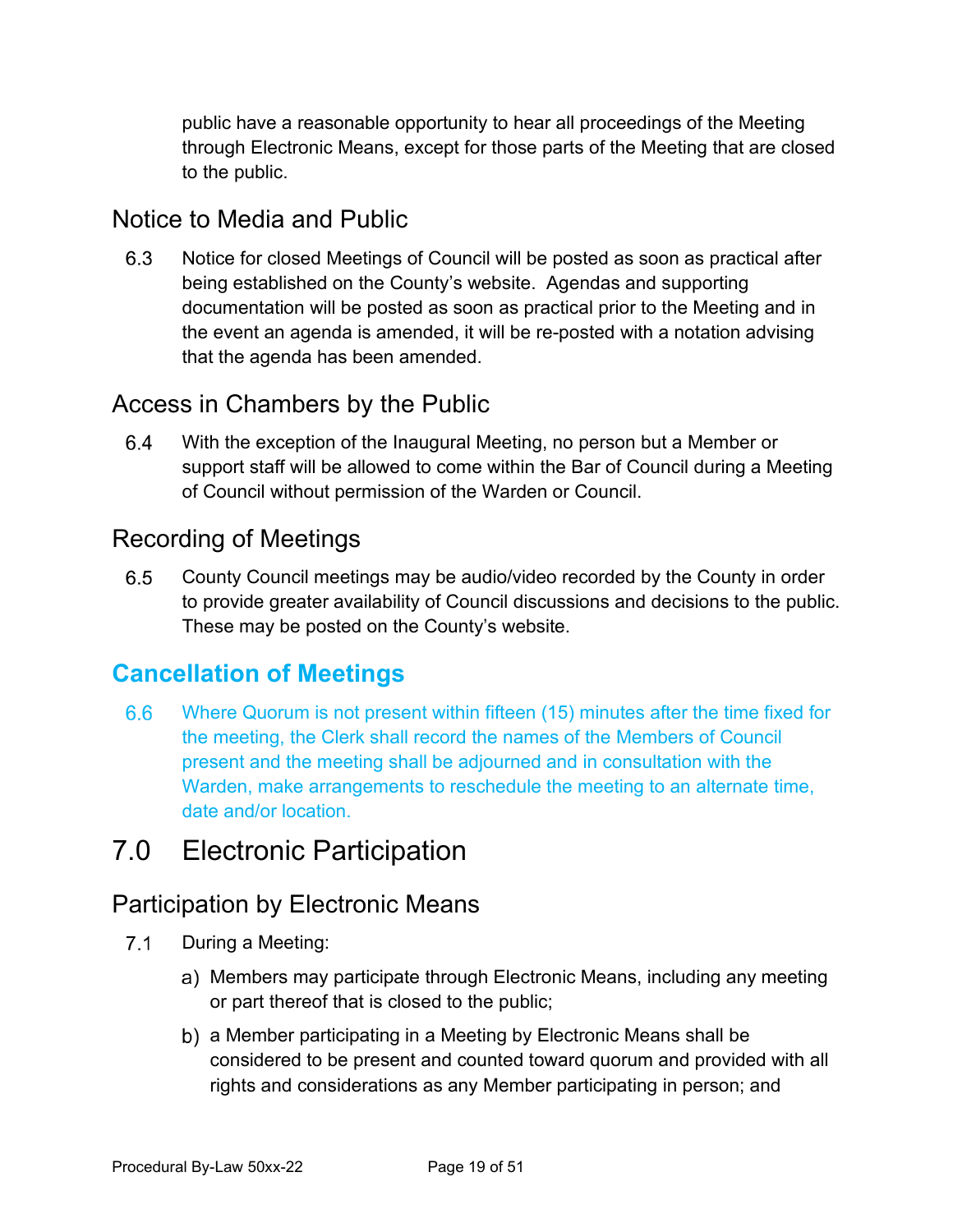public have a reasonable opportunity to hear all proceedings of the Meeting through Electronic Means, except for those parts of the Meeting that are closed to the public.

### Notice to Media and Public

6.3 Notice for closed Meetings of Council will be posted as soon as practical after being established on the County's website. Agendas and supporting documentation will be posted as soon as practical prior to the Meeting and in the event an agenda is amended, it will be re-posted with a notation advising that the agenda has been amended.

### Access in Chambers by the Public

6.4 With the exception of the Inaugural Meeting, no person but a Member or support staff will be allowed to come within the Bar of Council during a Meeting of Council without permission of the Warden or Council.

### Recording of Meetings

6.5 County Council meetings may be audio/video recorded by the County in order to provide greater availability of Council discussions and decisions to the public. These may be posted on the County's website.

### Cancellation of Meetings

6.6 Where Quorum is not present within fifteen (15) minutes after the time fixed for the meeting, the Clerk shall record the names of the Members of Council present and the meeting shall be adjourned and in consultation with the Warden, make arrangements to reschedule the meeting to an alternate time, date and/or location.

## 7.0 Electronic Participation

### Participation by Electronic Means

7.1 During a Meeting:

a) Members may participate through Electronic Means, including any meeting or part thereof that is closed to the public;

b) a Member participating in a Meeting by Electronic Means shall be considered to be present and counted toward quorum and provided with all rights and considerations as any Member participating in person; and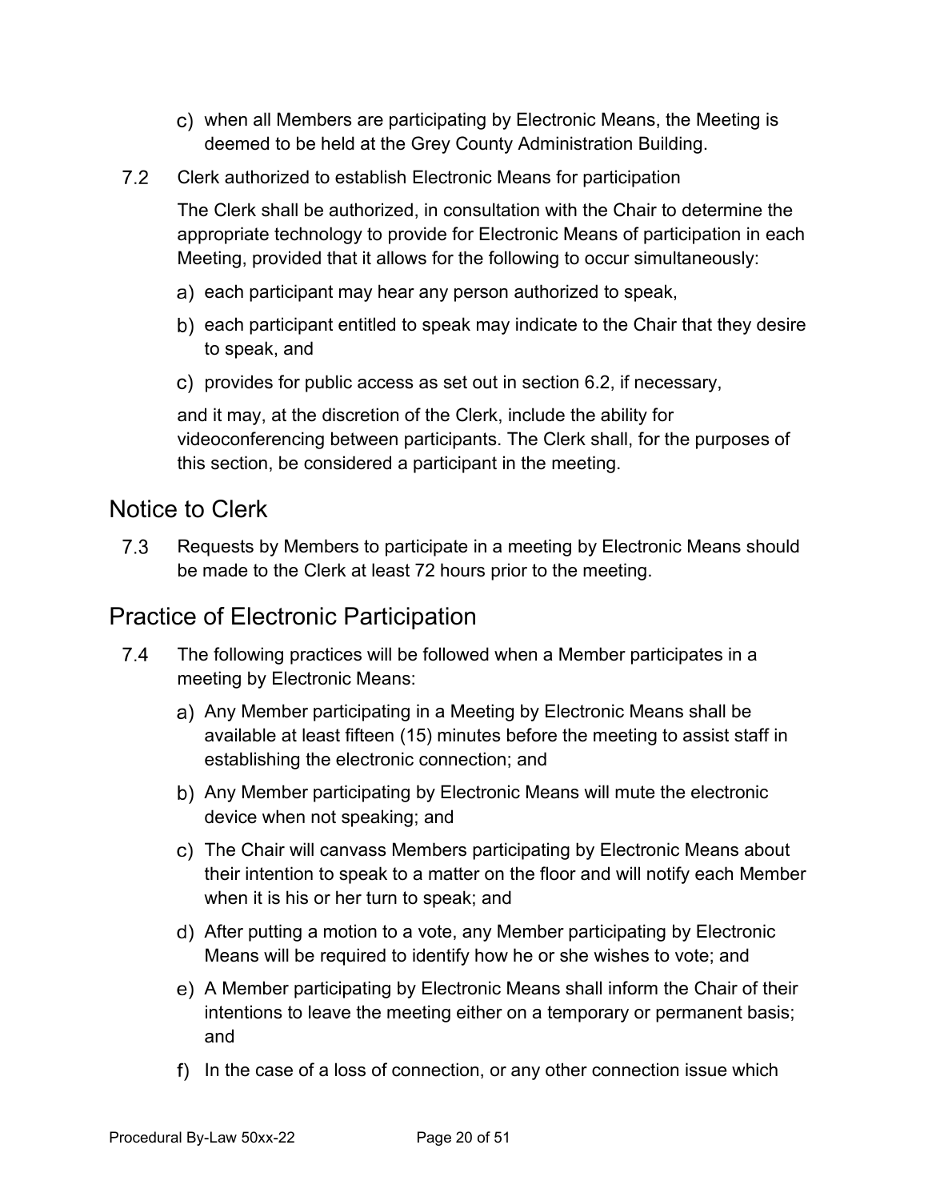c) when all Members are participating by Electronic Means, the Meeting is deemed to be held at the Grey County Administration Building.

7.2 Clerk authorized to establish Electronic Means for participation

The Clerk shall be authorized, in consultation with the Chair to determine the appropriate technology to provide for Electronic Means of participation in each Meeting, provided that it allows for the following to occur simultaneously:

a) each participant may hear any person authorized to speak,

b) each participant entitled to speak may indicate to the Chair that they desire to speak, and

c) provides for public access as set out in section 6.2, if necessary,

and it may, at the discretion of the Clerk, include the ability for videoconferencing between participants. The Clerk shall, for the purposes of this section, be considered a participant in the meeting.

## Notice to Clerk

7.3 Requests by Members to participate in a meeting by Electronic Means should be made to the Clerk at least 72 hours prior to the meeting.

## Practice of Electronic Participation

7.4 The following practices will be followed when a Member participates in a meeting by Electronic Means:

a) Any Member participating in a Meeting by Electronic Means shall be available at least fifteen (15) minutes before the meeting to assist staff in establishing the electronic connection; and

b) Any Member participating by Electronic Means will mute the electronic device when not speaking; and

c) The Chair will canvass Members participating by Electronic Means about their intention to speak to a matter on the floor and will notify each Member when it is his or her turn to speak; and

d) After putting a motion to a vote, any Member participating by Electronic Means will be required to identify how he or she wishes to vote; and

e) A Member participating by Electronic Means shall inform the Chair of their intentions to leave the meeting either on a temporary or permanent basis; and

f) In the case of a loss of connection, or any other connection issue which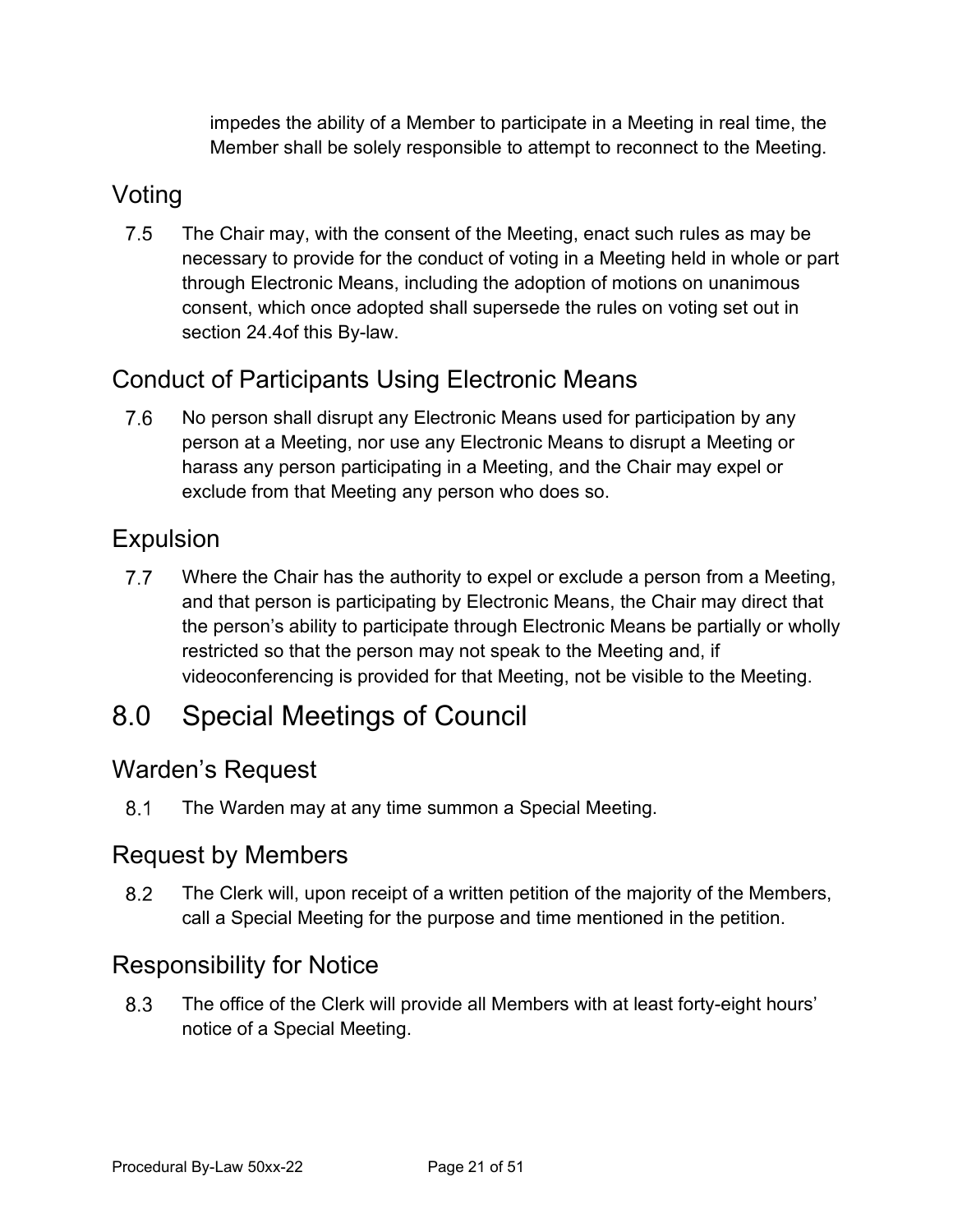impedes the ability of a Member to participate in a Meeting in real time, the Member shall be solely responsible to attempt to reconnect to the Meeting.

## Voting

7.5 The Chair may, with the consent of the Meeting, enact such rules as may be necessary to provide for the conduct of voting in a Meeting held in whole or part through Electronic Means, including the adoption of motions on unanimous consent, which once adopted shall supersede the rules on voting set out in section 24.4of this By-law.

## Conduct of Participants Using Electronic Means

7.6 No person shall disrupt any Electronic Means used for participation by any person at a Meeting, nor use any Electronic Means to disrupt a Meeting or harass any person participating in a Meeting, and the Chair may expel or exclude from that Meeting any person who does so.

## Expulsion

7.7 Where the Chair has the authority to expel or exclude a person from a Meeting, and that person is participating by Electronic Means, the Chair may direct that the person's ability to participate through Electronic Means be partially or wholly restricted so that the person may not speak to the Meeting and, if videoconferencing is provided for that Meeting, not be visible to the Meeting.

# 8.0 Special Meetings of Council

## Warden's Request

8.1 The Warden may at any time summon a Special Meeting.

## Request by Members

8.2 The Clerk will, upon receipt of a written petition of the majority of the Members, call a Special Meeting for the purpose and time mentioned in the petition.

## Responsibility for Notice

8.3 The office of the Clerk will provide all Members with at least forty-eight hours' notice of a Special Meeting.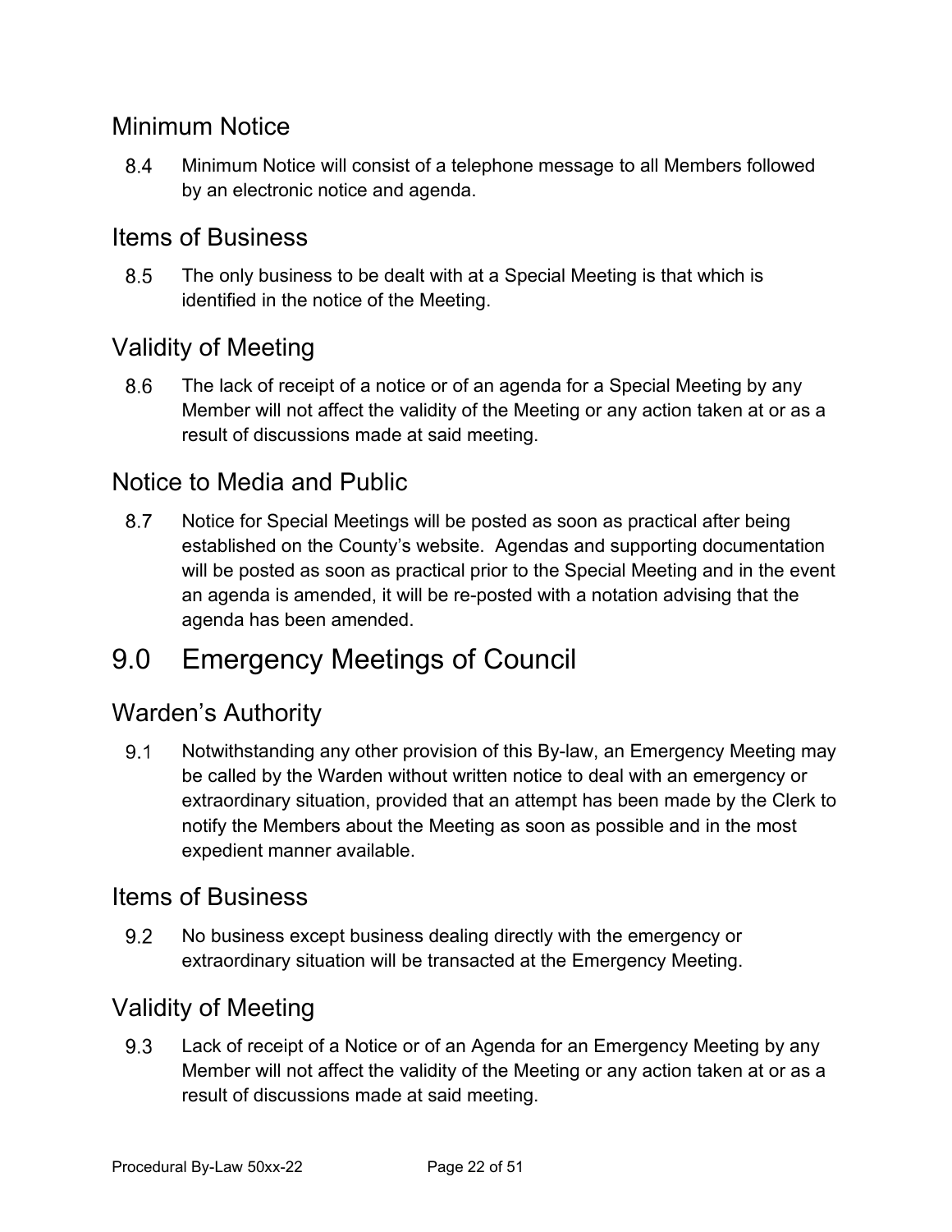## Minimum Notice

8.4 Minimum Notice will consist of a telephone message to all Members followed by an electronic notice and agenda.

## Items of Business

8.5 The only business to be dealt with at a Special Meeting is that which is identified in the notice of the Meeting.

## Validity of Meeting

8.6 The lack of receipt of a notice or of an agenda for a Special Meeting by any Member will not affect the validity of the Meeting or any action taken at or as a result of discussions made at said meeting.

## Notice to Media and Public

8.7 Notice for Special Meetings will be posted as soon as practical after being established on the County's website. Agendas and supporting documentation will be posted as soon as practical prior to the Special Meeting and in the event an agenda is amended, it will be re-posted with a notation advising that the agenda has been amended.

# 9.0 Emergency Meetings of Council

## Warden's Authority

9.1 Notwithstanding any other provision of this By-law, an Emergency Meeting may be called by the Warden without written notice to deal with an emergency or extraordinary situation, provided that an attempt has been made by the Clerk to notify the Members about the Meeting as soon as possible and in the most expedient manner available.

## Items of Business

9.2 No business except business dealing directly with the emergency or extraordinary situation will be transacted at the Emergency Meeting.

## Validity of Meeting

9.3 Lack of receipt of a Notice or of an Agenda for an Emergency Meeting by any Member will not affect the validity of the Meeting or any action taken at or as a result of discussions made at said meeting.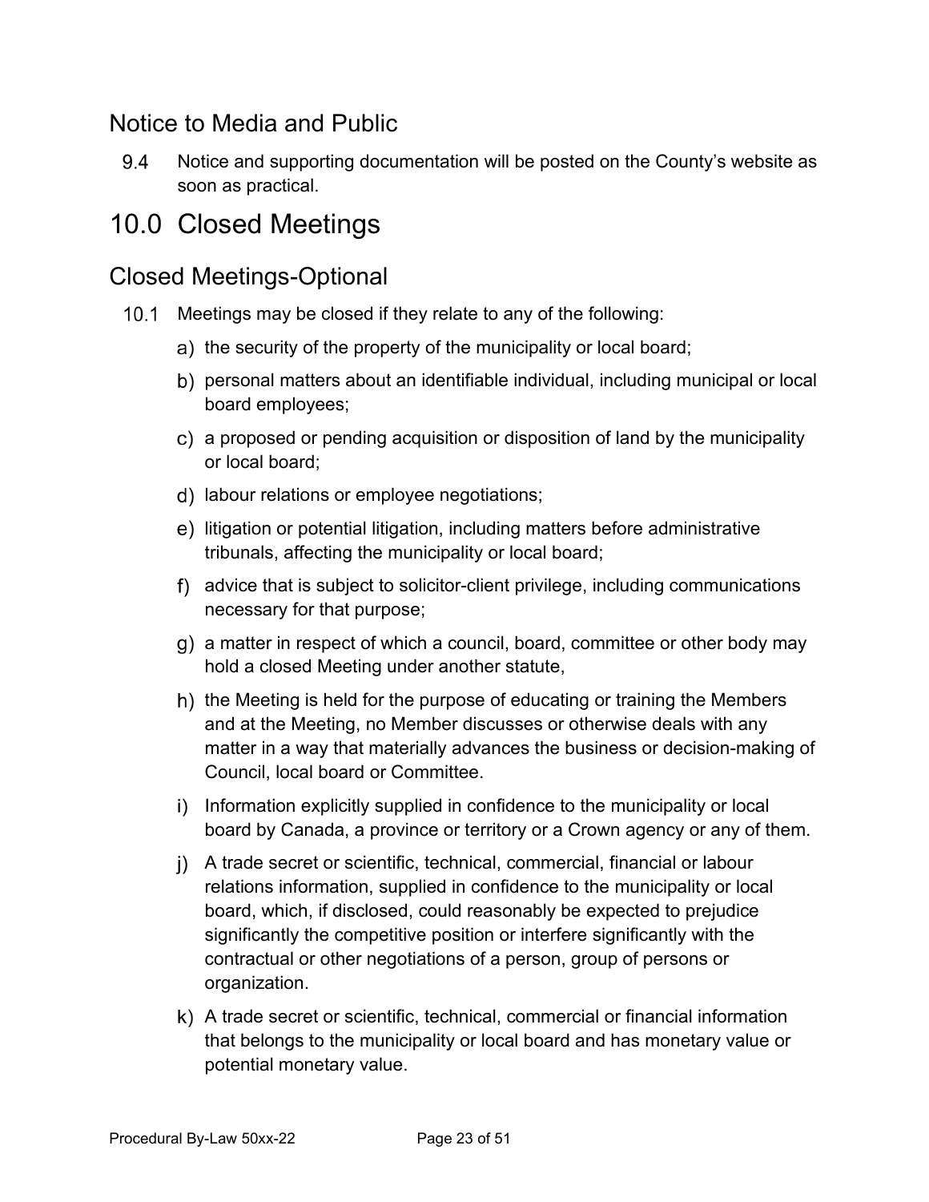## Notice to Media and Public

9.4 Notice and supporting documentation will be posted on the County's website as soon as practical.

# 10.0 Closed Meetings

## Closed Meetings-Optional

10.1 Meetings may be closed if they relate to any of the following:

a) the security of the property of the municipality or local board;

b) personal matters about an identifiable individual, including municipal or local board employees;

c) a proposed or pending acquisition or disposition of land by the municipality or local board;

d) labour relations or employee negotiations;

e) litigation or potential litigation, including matters before administrative tribunals, affecting the municipality or local board;

f) advice that is subject to solicitor-client privilege, including communications necessary for that purpose;

g) a matter in respect of which a council, board, committee or other body may hold a closed Meeting under another statute,

h) the Meeting is held for the purpose of educating or training the Members and at the Meeting, no Member discusses or otherwise deals with any matter in a way that materially advances the business or decision-making of Council, local board or Committee.

i) Information explicitly supplied in confidence to the municipality or local board by Canada, a province or territory or a Crown agency or any of them.

j) A trade secret or scientific, technical, commercial, financial or labour relations information, supplied in confidence to the municipality or local board, which, if disclosed, could reasonably be expected to prejudice significantly the competitive position or interfere significantly with the contractual or other negotiations of a person, group of persons or organization.

k) A trade secret or scientific, technical, commercial or financial information that belongs to the municipality or local board and has monetary value or potential monetary value.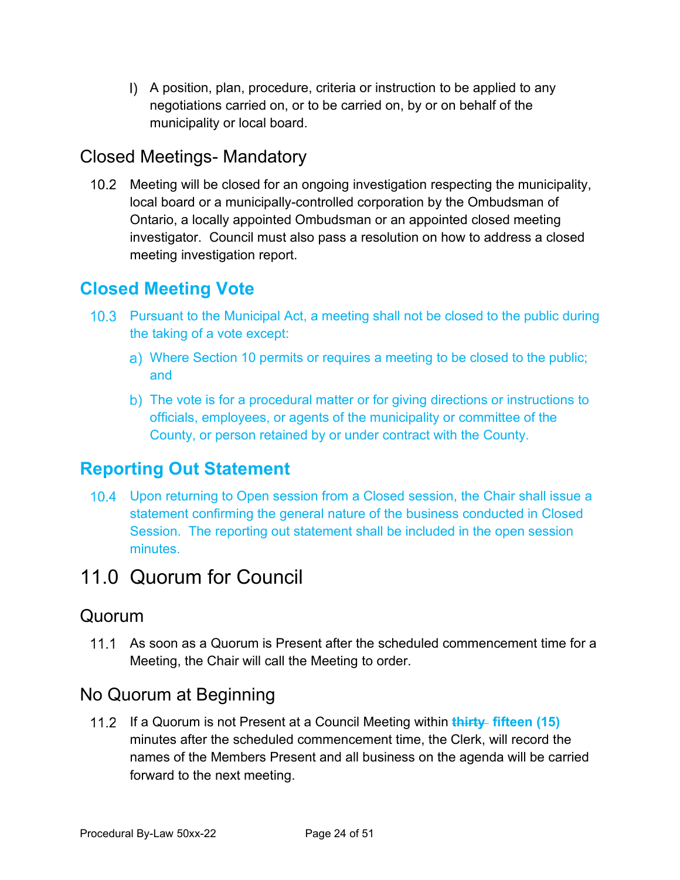l) A position, plan, procedure, criteria or instruction to be applied to any negotiations carried on, or to be carried on, by or on behalf of the municipality or local board.

## Closed Meetings- Mandatory

10.2 Meeting will be closed for an ongoing investigation respecting the municipality, local board or a municipally-controlled corporation by the Ombudsman of Ontario, a locally appointed Ombudsman or an appointed closed meeting investigator. Council must also pass a resolution on how to address a closed meeting investigation report.

## Closed Meeting Vote

10.3 Pursuant to the Municipal Act, a meeting shall not be closed to the public during the taking of a vote except:

a) Where Section 10 permits or requires a meeting to be closed to the public; and

b) The vote is for a procedural matter or for giving directions or instructions to officials, employees, or agents of the municipality or committee of the County, or person retained by or under contract with the County.

## Reporting Out Statement

10.4 Upon returning to Open session from a Closed session, the Chair shall issue a statement confirming the general nature of the business conducted in Closed Session. The reporting out statement shall be included in the open session minutes.

# 11.0 Quorum for Council

## Quorum

11.1 As soon as a Quorum is Present after the scheduled commencement time for a Meeting, the Chair will call the Meeting to order.

## No Quorum at Beginning

11.2 If a Quorum is not Present at a Council Meeting within ~~thirty~~ **fifteen (15)** minutes after the scheduled commencement time, the Clerk, will record the names of the Members Present and all business on the agenda will be carried forward to the next meeting.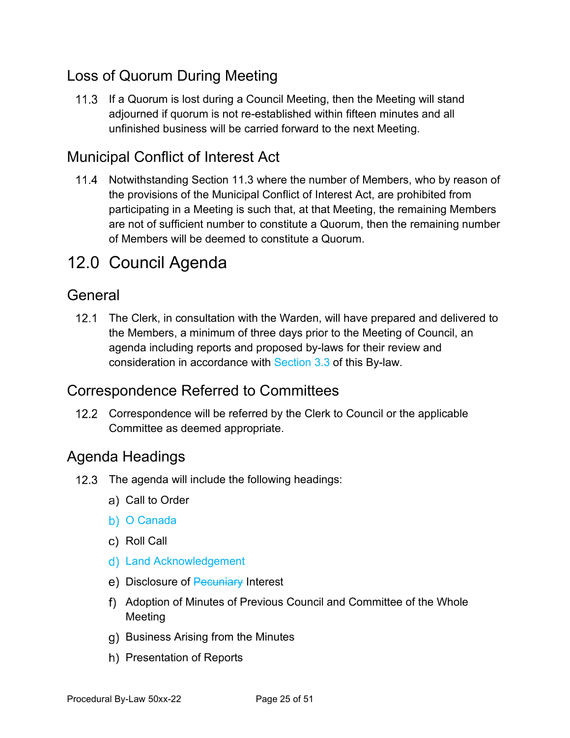## Loss of Quorum During Meeting

11.3 If a Quorum is lost during a Council Meeting, then the Meeting will stand adjourned if quorum is not re-established within fifteen minutes and all unfinished business will be carried forward to the next Meeting.

## Municipal Conflict of Interest Act

11.4 Notwithstanding Section 11.3 where the number of Members, who by reason of the provisions of the Municipal Conflict of Interest Act, are prohibited from participating in a Meeting is such that, at that Meeting, the remaining Members are not of sufficient number to constitute a Quorum, then the remaining number of Members will be deemed to constitute a Quorum.

# 12.0 Council Agenda

## General

12.1 The Clerk, in consultation with the Warden, will have prepared and delivered to the Members, a minimum of three days prior to the Meeting of Council, an agenda including reports and proposed by-laws for their review and consideration in accordance with Section 3.3 of this By-law.

## Correspondence Referred to Committees

12.2 Correspondence will be referred by the Clerk to Council or the applicable Committee as deemed appropriate.

## Agenda Headings

12.3 The agenda will include the following headings:

a) Call to Order

b) O Canada

c) Roll Call

d) Land Acknowledgement

e) Disclosure of ~~Pecuniary~~ Interest

f) Adoption of Minutes of Previous Council and Committee of the Whole Meeting

g) Business Arising from the Minutes

h) Presentation of Reports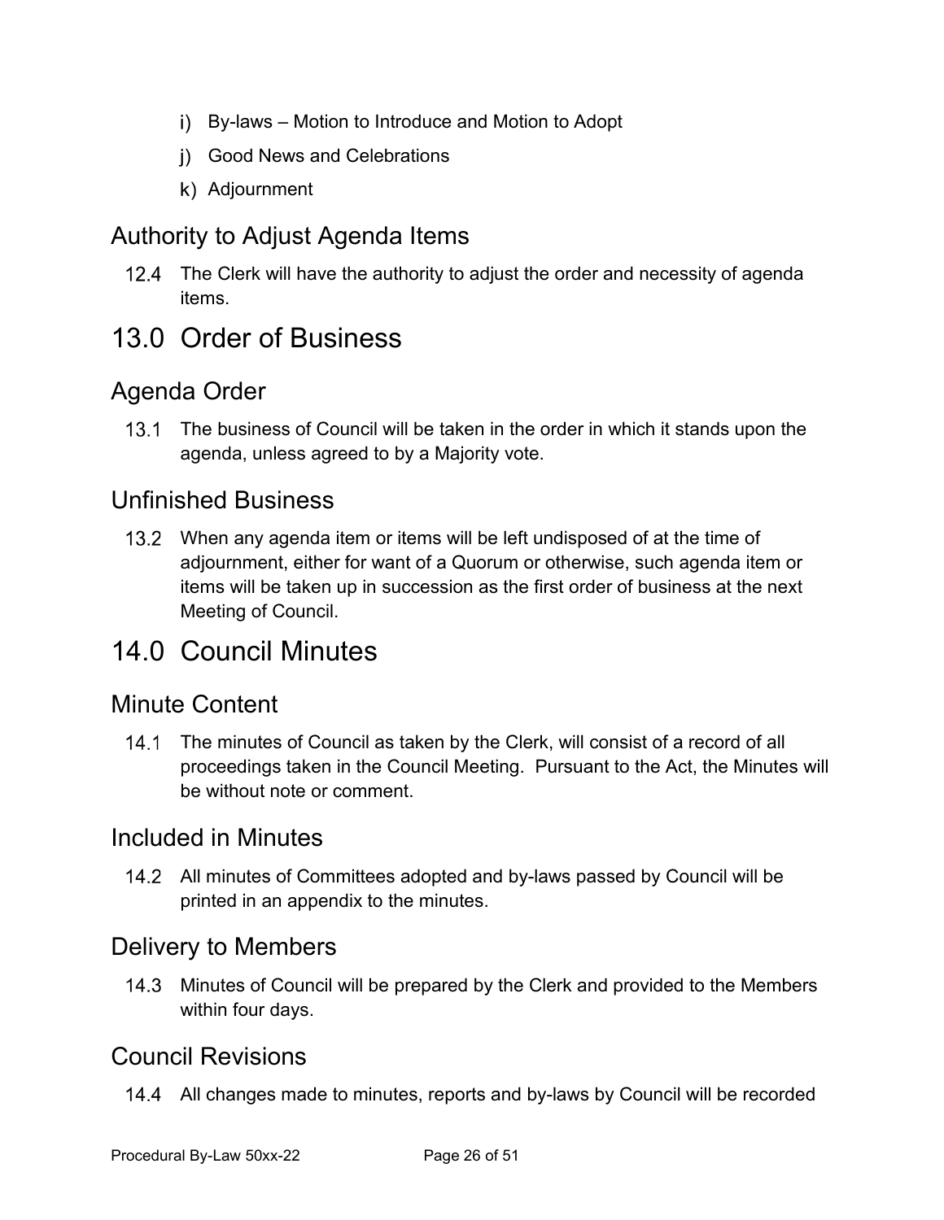i) By-laws – Motion to Introduce and Motion to Adopt
j) Good News and Celebrations
k) Adjournment

### Authority to Adjust Agenda Items

12.4 The Clerk will have the authority to adjust the order and necessity of agenda items.

## 13.0 Order of Business

### Agenda Order

13.1 The business of Council will be taken in the order in which it stands upon the agenda, unless agreed to by a Majority vote.

### Unfinished Business

13.2 When any agenda item or items will be left undisposed of at the time of adjournment, either for want of a Quorum or otherwise, such agenda item or items will be taken up in succession as the first order of business at the next Meeting of Council.

## 14.0 Council Minutes

### Minute Content

14.1 The minutes of Council as taken by the Clerk, will consist of a record of all proceedings taken in the Council Meeting. Pursuant to the Act, the Minutes will be without note or comment.

### Included in Minutes

14.2 All minutes of Committees adopted and by-laws passed by Council will be printed in an appendix to the minutes.

### Delivery to Members

14.3 Minutes of Council will be prepared by the Clerk and provided to the Members within four days.

### Council Revisions

14.4 All changes made to minutes, reports and by-laws by Council will be recorded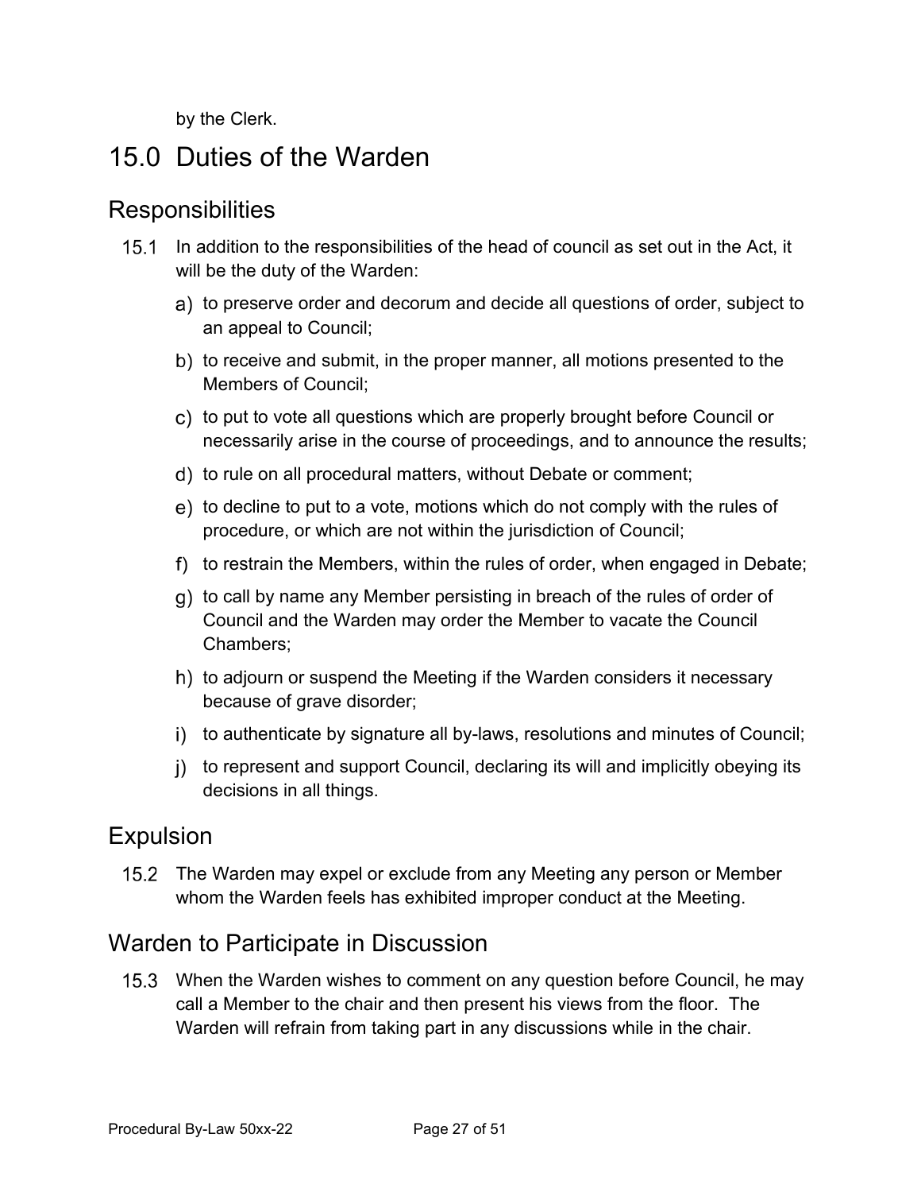by the Clerk.

# 15.0 Duties of the Warden

## Responsibilities

15.1 In addition to the responsibilities of the head of council as set out in the Act, it will be the duty of the Warden:

a) to preserve order and decorum and decide all questions of order, subject to an appeal to Council;

b) to receive and submit, in the proper manner, all motions presented to the Members of Council;

c) to put to vote all questions which are properly brought before Council or necessarily arise in the course of proceedings, and to announce the results;

d) to rule on all procedural matters, without Debate or comment;

e) to decline to put to a vote, motions which do not comply with the rules of procedure, or which are not within the jurisdiction of Council;

f) to restrain the Members, within the rules of order, when engaged in Debate;

g) to call by name any Member persisting in breach of the rules of order of Council and the Warden may order the Member to vacate the Council Chambers;

h) to adjourn or suspend the Meeting if the Warden considers it necessary because of grave disorder;

i) to authenticate by signature all by-laws, resolutions and minutes of Council;

j) to represent and support Council, declaring its will and implicitly obeying its decisions in all things.

## Expulsion

15.2 The Warden may expel or exclude from any Meeting any person or Member whom the Warden feels has exhibited improper conduct at the Meeting.

## Warden to Participate in Discussion

15.3 When the Warden wishes to comment on any question before Council, he may call a Member to the chair and then present his views from the floor. The Warden will refrain from taking part in any discussions while in the chair.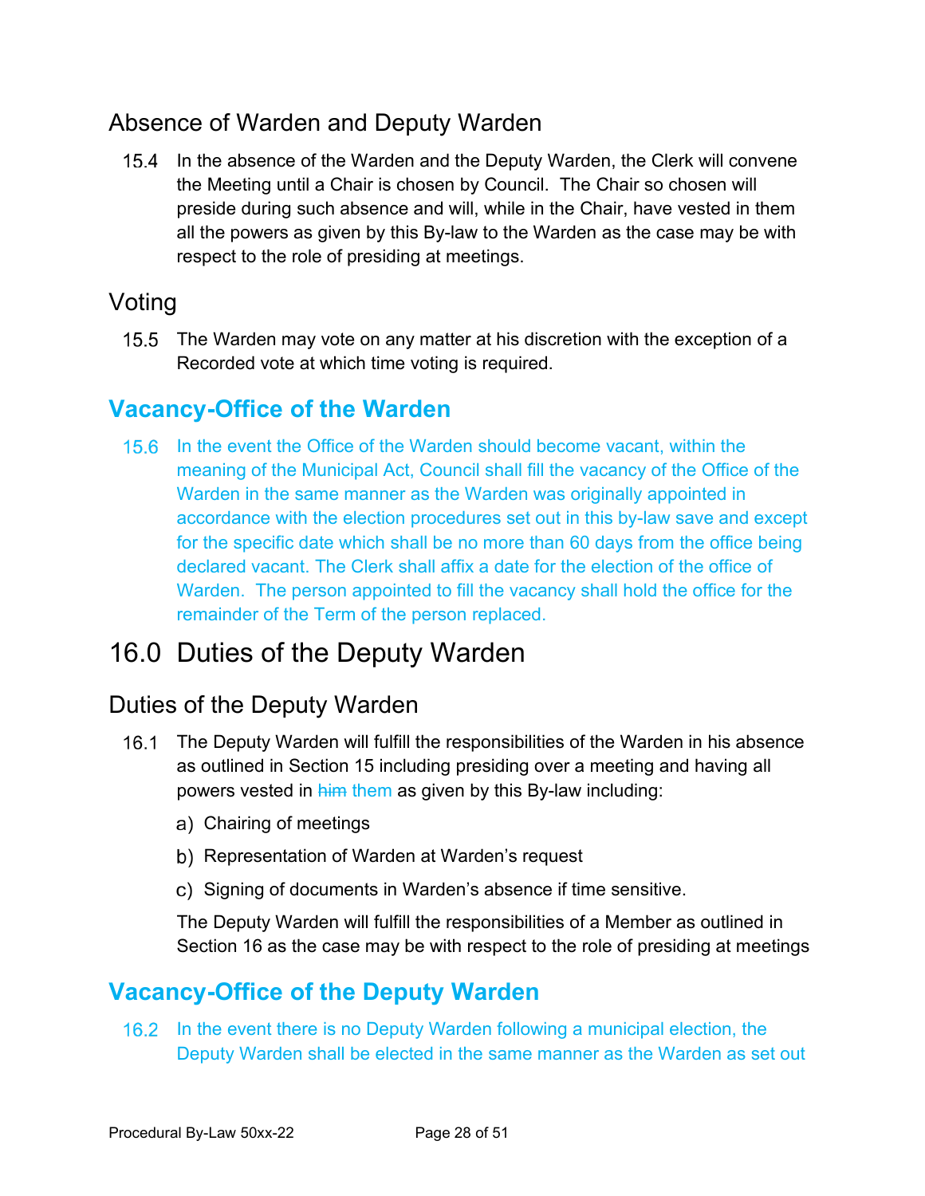## Absence of Warden and Deputy Warden

15.4 In the absence of the Warden and the Deputy Warden, the Clerk will convene the Meeting until a Chair is chosen by Council. The Chair so chosen will preside during such absence and will, while in the Chair, have vested in them all the powers as given by this By-law to the Warden as the case may be with respect to the role of presiding at meetings.

## Voting

15.5 The Warden may vote on any matter at his discretion with the exception of a Recorded vote at which time voting is required.

## Vacancy-Office of the Warden

15.6 In the event the Office of the Warden should become vacant, within the meaning of the Municipal Act, Council shall fill the vacancy of the Office of the Warden in the same manner as the Warden was originally appointed in accordance with the election procedures set out in this by-law save and except for the specific date which shall be no more than 60 days from the office being declared vacant. The Clerk shall affix a date for the election of the office of Warden. The person appointed to fill the vacancy shall hold the office for the remainder of the Term of the person replaced.

# 16.0 Duties of the Deputy Warden

## Duties of the Deputy Warden

16.1 The Deputy Warden will fulfill the responsibilities of the Warden in his absence as outlined in Section 15 including presiding over a meeting and having all powers vested in ~~him~~ them as given by this By-law including:

a) Chairing of meetings

b) Representation of Warden at Warden's request

c) Signing of documents in Warden's absence if time sensitive.

The Deputy Warden will fulfill the responsibilities of a Member as outlined in Section 16 as the case may be with respect to the role of presiding at meetings

## Vacancy-Office of the Deputy Warden

16.2 In the event there is no Deputy Warden following a municipal election, the Deputy Warden shall be elected in the same manner as the Warden as set out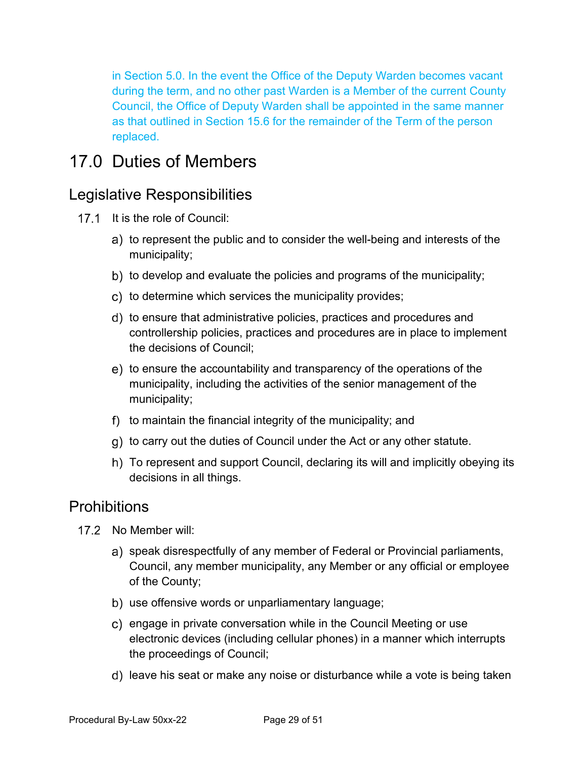in Section 5.0. In the event the Office of the Deputy Warden becomes vacant during the term, and no other past Warden is a Member of the current County Council, the Office of Deputy Warden shall be appointed in the same manner as that outlined in Section 15.6 for the remainder of the Term of the person replaced.

# 17.0 Duties of Members

## Legislative Responsibilities

17.1 It is the role of Council:

a) to represent the public and to consider the well-being and interests of the municipality;

b) to develop and evaluate the policies and programs of the municipality;

c) to determine which services the municipality provides;

d) to ensure that administrative policies, practices and procedures and controllership policies, practices and procedures are in place to implement the decisions of Council;

e) to ensure the accountability and transparency of the operations of the municipality, including the activities of the senior management of the municipality;

f) to maintain the financial integrity of the municipality; and

g) to carry out the duties of Council under the Act or any other statute.

h) To represent and support Council, declaring its will and implicitly obeying its decisions in all things.

## Prohibitions

17.2 No Member will:

a) speak disrespectfully of any member of Federal or Provincial parliaments, Council, any member municipality, any Member or any official or employee of the County;

b) use offensive words or unparliamentary language;

c) engage in private conversation while in the Council Meeting or use electronic devices (including cellular phones) in a manner which interrupts the proceedings of Council;

d) leave his seat or make any noise or disturbance while a vote is being taken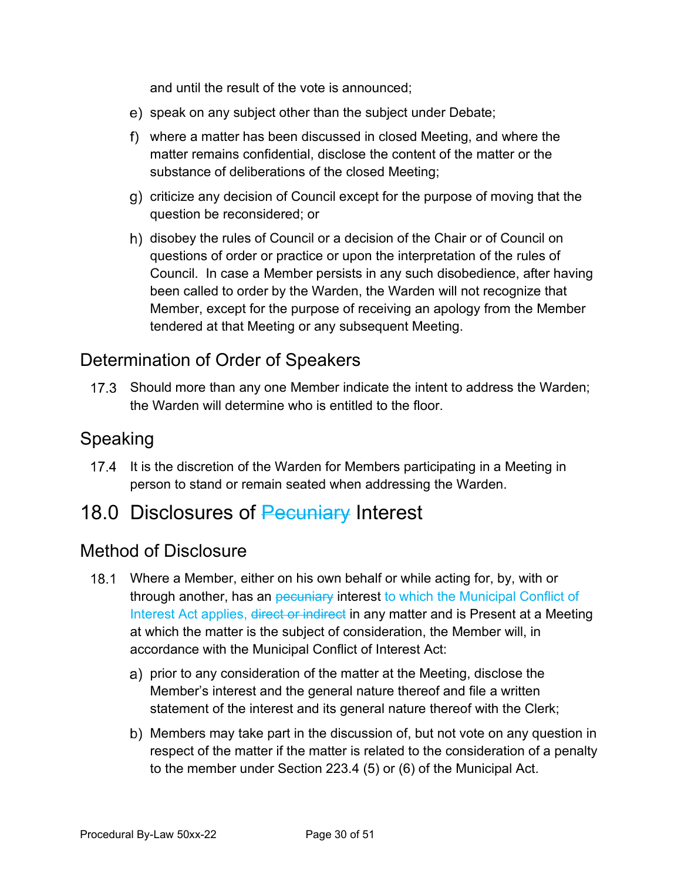and until the result of the vote is announced;

e) speak on any subject other than the subject under Debate;

f) where a matter has been discussed in closed Meeting, and where the matter remains confidential, disclose the content of the matter or the substance of deliberations of the closed Meeting;

g) criticize any decision of Council except for the purpose of moving that the question be reconsidered; or

h) disobey the rules of Council or a decision of the Chair or of Council on questions of order or practice or upon the interpretation of the rules of Council. In case a Member persists in any such disobedience, after having been called to order by the Warden, the Warden will not recognize that Member, except for the purpose of receiving an apology from the Member tendered at that Meeting or any subsequent Meeting.

## Determination of Order of Speakers

17.3 Should more than any one Member indicate the intent to address the Warden; the Warden will determine who is entitled to the floor.

## Speaking

17.4 It is the discretion of the Warden for Members participating in a Meeting in person to stand or remain seated when addressing the Warden.

# 18.0 Disclosures of ~~Pecuniary~~ Interest

## Method of Disclosure

18.1 Where a Member, either on his own behalf or while acting for, by, with or through another, has an ~~pecuniary~~ interest to which the Municipal Conflict of Interest Act applies, ~~direct or indirect~~ in any matter and is Present at a Meeting at which the matter is the subject of consideration, the Member will, in accordance with the Municipal Conflict of Interest Act:

a) prior to any consideration of the matter at the Meeting, disclose the Member's interest and the general nature thereof and file a written statement of the interest and its general nature thereof with the Clerk;

b) Members may take part in the discussion of, but not vote on any question in respect of the matter if the matter is related to the consideration of a penalty to the member under Section 223.4 (5) or (6) of the Municipal Act.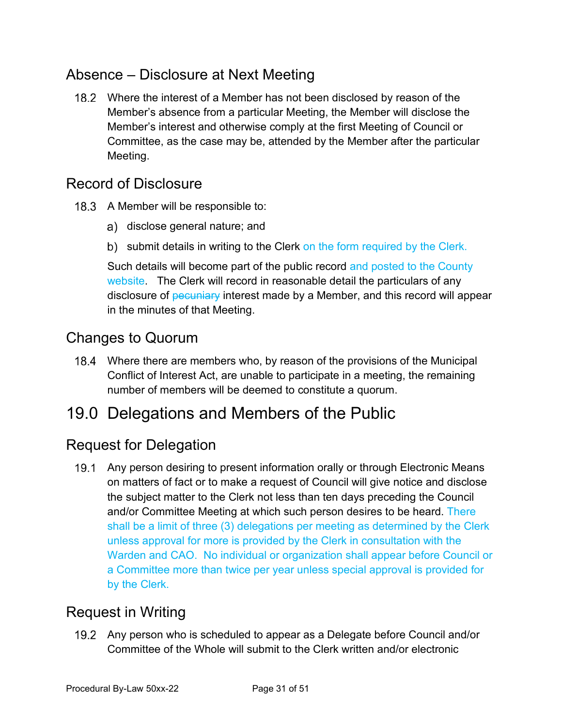## Absence – Disclosure at Next Meeting

18.2 Where the interest of a Member has not been disclosed by reason of the Member's absence from a particular Meeting, the Member will disclose the Member's interest and otherwise comply at the first Meeting of Council or Committee, as the case may be, attended by the Member after the particular Meeting.

## Record of Disclosure

18.3 A Member will be responsible to:

a) disclose general nature; and

b) submit details in writing to the Clerk on the form required by the Clerk.

Such details will become part of the public record and posted to the County website. The Clerk will record in reasonable detail the particulars of any disclosure of ~~pecuniary~~ interest made by a Member, and this record will appear in the minutes of that Meeting.

## Changes to Quorum

18.4 Where there are members who, by reason of the provisions of the Municipal Conflict of Interest Act, are unable to participate in a meeting, the remaining number of members will be deemed to constitute a quorum.

# 19.0 Delegations and Members of the Public

## Request for Delegation

19.1 Any person desiring to present information orally or through Electronic Means on matters of fact or to make a request of Council will give notice and disclose the subject matter to the Clerk not less than ten days preceding the Council and/or Committee Meeting at which such person desires to be heard. There shall be a limit of three (3) delegations per meeting as determined by the Clerk unless approval for more is provided by the Clerk in consultation with the Warden and CAO. No individual or organization shall appear before Council or a Committee more than twice per year unless special approval is provided for by the Clerk.

## Request in Writing

19.2 Any person who is scheduled to appear as a Delegate before Council and/or Committee of the Whole will submit to the Clerk written and/or electronic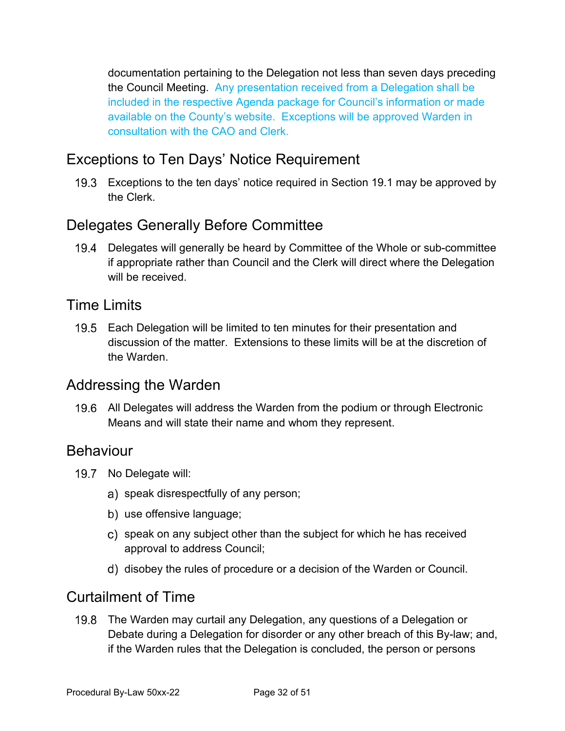documentation pertaining to the Delegation not less than seven days preceding the Council Meeting. Any presentation received from a Delegation shall be included in the respective Agenda package for Council's information or made available on the County's website. Exceptions will be approved Warden in consultation with the CAO and Clerk.

## Exceptions to Ten Days' Notice Requirement

19.3 Exceptions to the ten days' notice required in Section 19.1 may be approved by the Clerk.

## Delegates Generally Before Committee

19.4 Delegates will generally be heard by Committee of the Whole or sub-committee if appropriate rather than Council and the Clerk will direct where the Delegation will be received.

## Time Limits

19.5 Each Delegation will be limited to ten minutes for their presentation and discussion of the matter. Extensions to these limits will be at the discretion of the Warden.

## Addressing the Warden

19.6 All Delegates will address the Warden from the podium or through Electronic Means and will state their name and whom they represent.

## Behaviour

19.7 No Delegate will:

a) speak disrespectfully of any person;

b) use offensive language;

c) speak on any subject other than the subject for which he has received approval to address Council;

d) disobey the rules of procedure or a decision of the Warden or Council.

## Curtailment of Time

19.8 The Warden may curtail any Delegation, any questions of a Delegation or Debate during a Delegation for disorder or any other breach of this By-law; and, if the Warden rules that the Delegation is concluded, the person or persons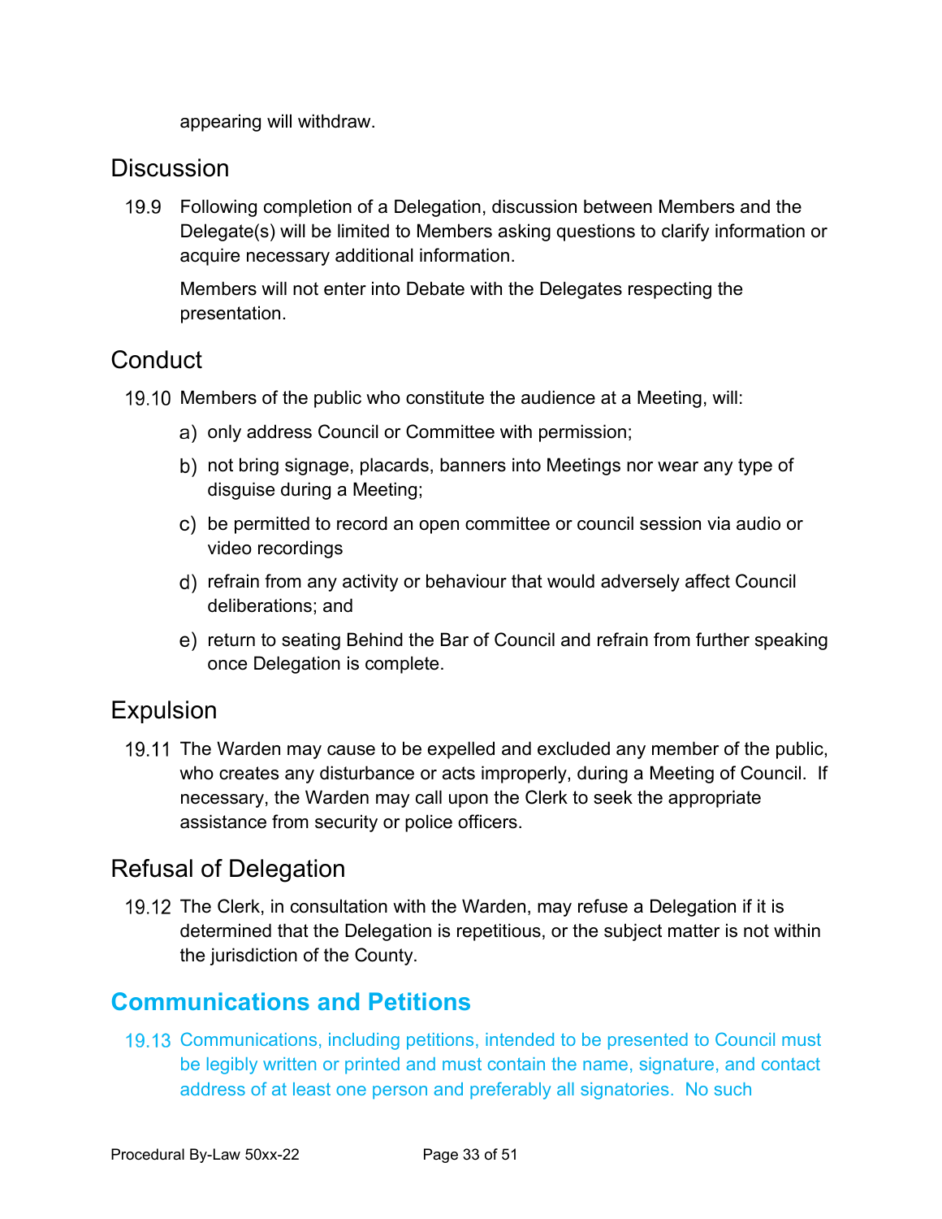appearing will withdraw.

## Discussion

19.9 Following completion of a Delegation, discussion between Members and the Delegate(s) will be limited to Members asking questions to clarify information or acquire necessary additional information.

Members will not enter into Debate with the Delegates respecting the presentation.

## Conduct

19.10 Members of the public who constitute the audience at a Meeting, will:

a) only address Council or Committee with permission;

b) not bring signage, placards, banners into Meetings nor wear any type of disguise during a Meeting;

c) be permitted to record an open committee or council session via audio or video recordings

d) refrain from any activity or behaviour that would adversely affect Council deliberations; and

e) return to seating Behind the Bar of Council and refrain from further speaking once Delegation is complete.

## Expulsion

19.11 The Warden may cause to be expelled and excluded any member of the public, who creates any disturbance or acts improperly, during a Meeting of Council. If necessary, the Warden may call upon the Clerk to seek the appropriate assistance from security or police officers.

## Refusal of Delegation

19.12 The Clerk, in consultation with the Warden, may refuse a Delegation if it is determined that the Delegation is repetitious, or the subject matter is not within the jurisdiction of the County.

## **Communications and Petitions**

19.13 Communications, including petitions, intended to be presented to Council must be legibly written or printed and must contain the name, signature, and contact address of at least one person and preferably all signatories. No such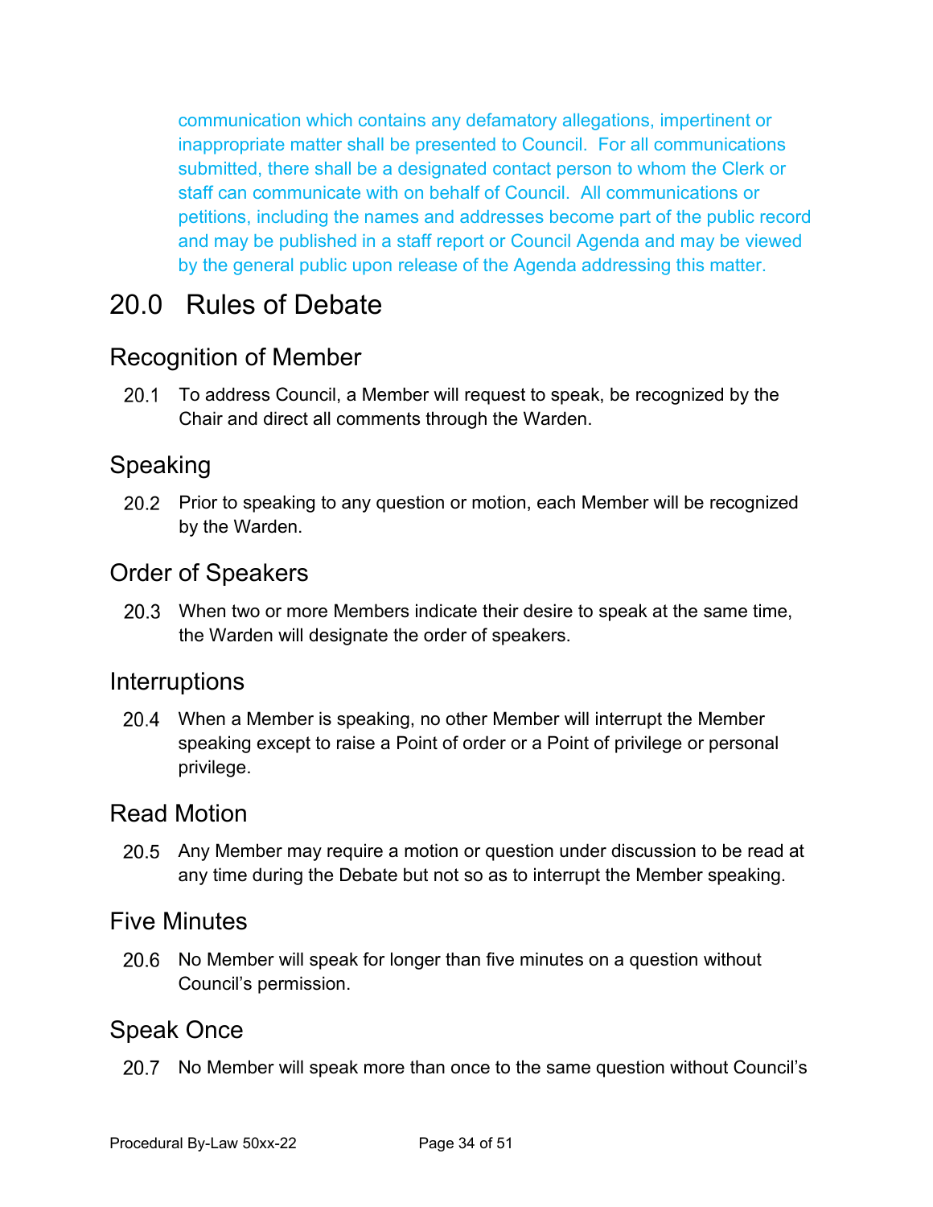communication which contains any defamatory allegations, impertinent or inappropriate matter shall be presented to Council. For all communications submitted, there shall be a designated contact person to whom the Clerk or staff can communicate with on behalf of Council. All communications or petitions, including the names and addresses become part of the public record and may be published in a staff report or Council Agenda and may be viewed by the general public upon release of the Agenda addressing this matter.

# 20.0 Rules of Debate

## Recognition of Member

20.1 To address Council, a Member will request to speak, be recognized by the Chair and direct all comments through the Warden.

## Speaking

20.2 Prior to speaking to any question or motion, each Member will be recognized by the Warden.

## Order of Speakers

20.3 When two or more Members indicate their desire to speak at the same time, the Warden will designate the order of speakers.

## Interruptions

20.4 When a Member is speaking, no other Member will interrupt the Member speaking except to raise a Point of order or a Point of privilege or personal privilege.

## Read Motion

20.5 Any Member may require a motion or question under discussion to be read at any time during the Debate but not so as to interrupt the Member speaking.

## Five Minutes

20.6 No Member will speak for longer than five minutes on a question without Council's permission.

## Speak Once

20.7 No Member will speak more than once to the same question without Council's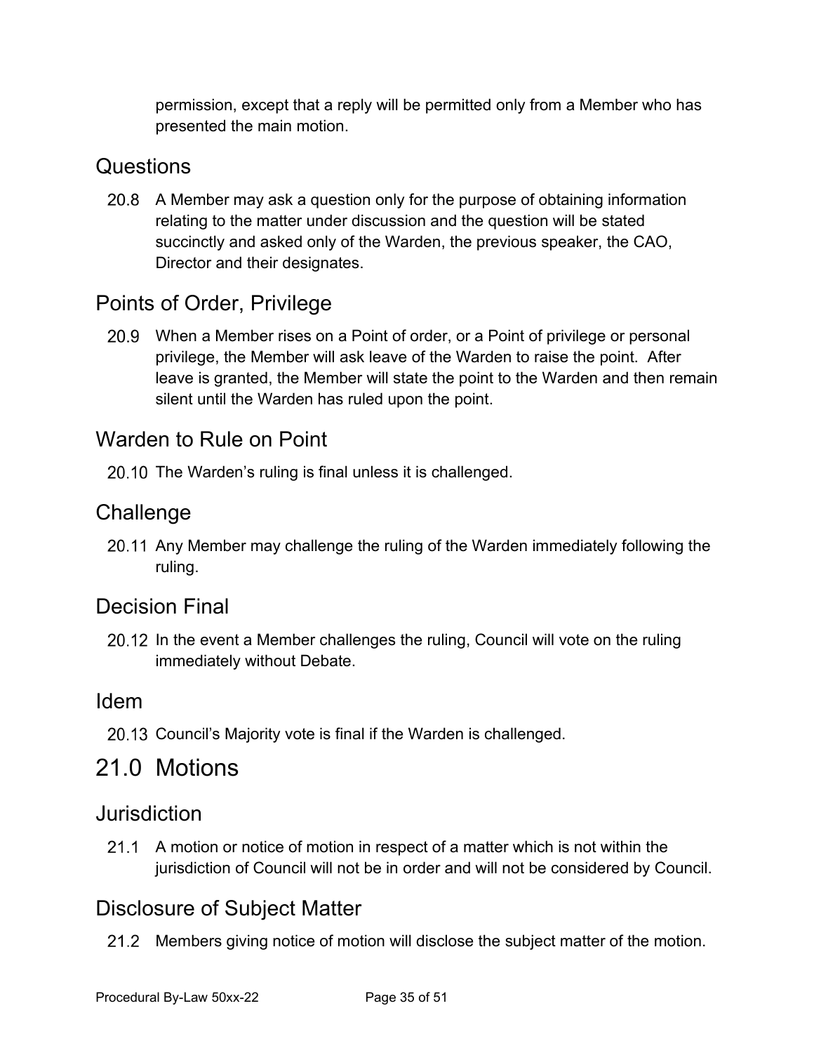permission, except that a reply will be permitted only from a Member who has presented the main motion.

## Questions

20.8 A Member may ask a question only for the purpose of obtaining information relating to the matter under discussion and the question will be stated succinctly and asked only of the Warden, the previous speaker, the CAO, Director and their designates.

## Points of Order, Privilege

20.9 When a Member rises on a Point of order, or a Point of privilege or personal privilege, the Member will ask leave of the Warden to raise the point. After leave is granted, the Member will state the point to the Warden and then remain silent until the Warden has ruled upon the point.

## Warden to Rule on Point

20.10 The Warden's ruling is final unless it is challenged.

## Challenge

20.11 Any Member may challenge the ruling of the Warden immediately following the ruling.

## Decision Final

20.12 In the event a Member challenges the ruling, Council will vote on the ruling immediately without Debate.

## Idem

20.13 Council's Majority vote is final if the Warden is challenged.

# 21.0 Motions

## Jurisdiction

21.1 A motion or notice of motion in respect of a matter which is not within the jurisdiction of Council will not be in order and will not be considered by Council.

## Disclosure of Subject Matter

21.2 Members giving notice of motion will disclose the subject matter of the motion.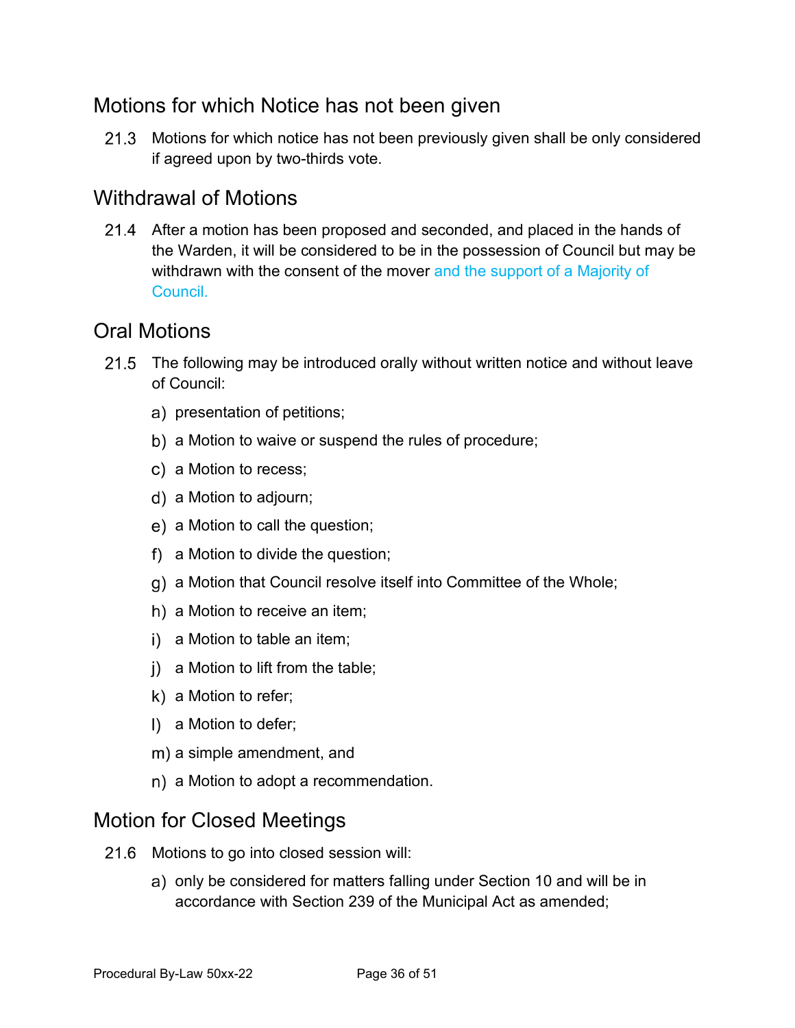## Motions for which Notice has not been given

21.3 Motions for which notice has not been previously given shall be only considered if agreed upon by two-thirds vote.

## Withdrawal of Motions

21.4 After a motion has been proposed and seconded, and placed in the hands of the Warden, it will be considered to be in the possession of Council but may be withdrawn with the consent of the mover and the support of a Majority of Council.

## Oral Motions

21.5 The following may be introduced orally without written notice and without leave of Council:

a) presentation of petitions;

b) a Motion to waive or suspend the rules of procedure;

c) a Motion to recess;

d) a Motion to adjourn;

e) a Motion to call the question;

f) a Motion to divide the question;

g) a Motion that Council resolve itself into Committee of the Whole;

h) a Motion to receive an item;

i) a Motion to table an item;

j) a Motion to lift from the table;

k) a Motion to refer;

l) a Motion to defer;

m) a simple amendment, and

n) a Motion to adopt a recommendation.

## Motion for Closed Meetings

21.6 Motions to go into closed session will:

a) only be considered for matters falling under Section 10 and will be in accordance with Section 239 of the Municipal Act as amended;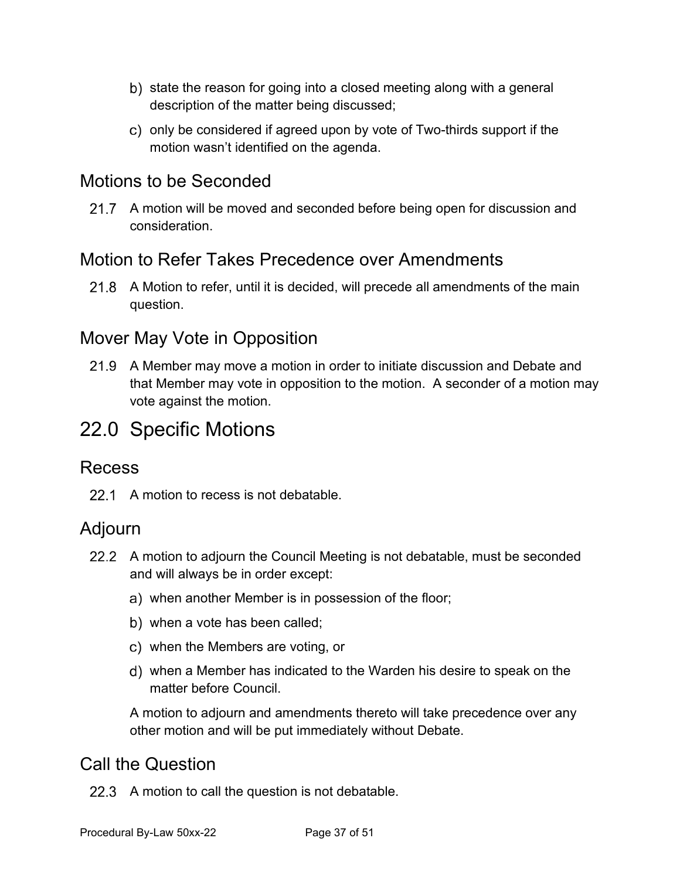b) state the reason for going into a closed meeting along with a general description of the matter being discussed;

c) only be considered if agreed upon by vote of Two-thirds support if the motion wasn't identified on the agenda.

## Motions to be Seconded

21.7 A motion will be moved and seconded before being open for discussion and consideration.

## Motion to Refer Takes Precedence over Amendments

21.8 A Motion to refer, until it is decided, will precede all amendments of the main question.

## Mover May Vote in Opposition

21.9 A Member may move a motion in order to initiate discussion and Debate and that Member may vote in opposition to the motion. A seconder of a motion may vote against the motion.

# 22.0 Specific Motions

## Recess

22.1 A motion to recess is not debatable.

## Adjourn

22.2 A motion to adjourn the Council Meeting is not debatable, must be seconded and will always be in order except:

a) when another Member is in possession of the floor;

b) when a vote has been called;

c) when the Members are voting, or

d) when a Member has indicated to the Warden his desire to speak on the matter before Council.

A motion to adjourn and amendments thereto will take precedence over any other motion and will be put immediately without Debate.

## Call the Question

22.3 A motion to call the question is not debatable.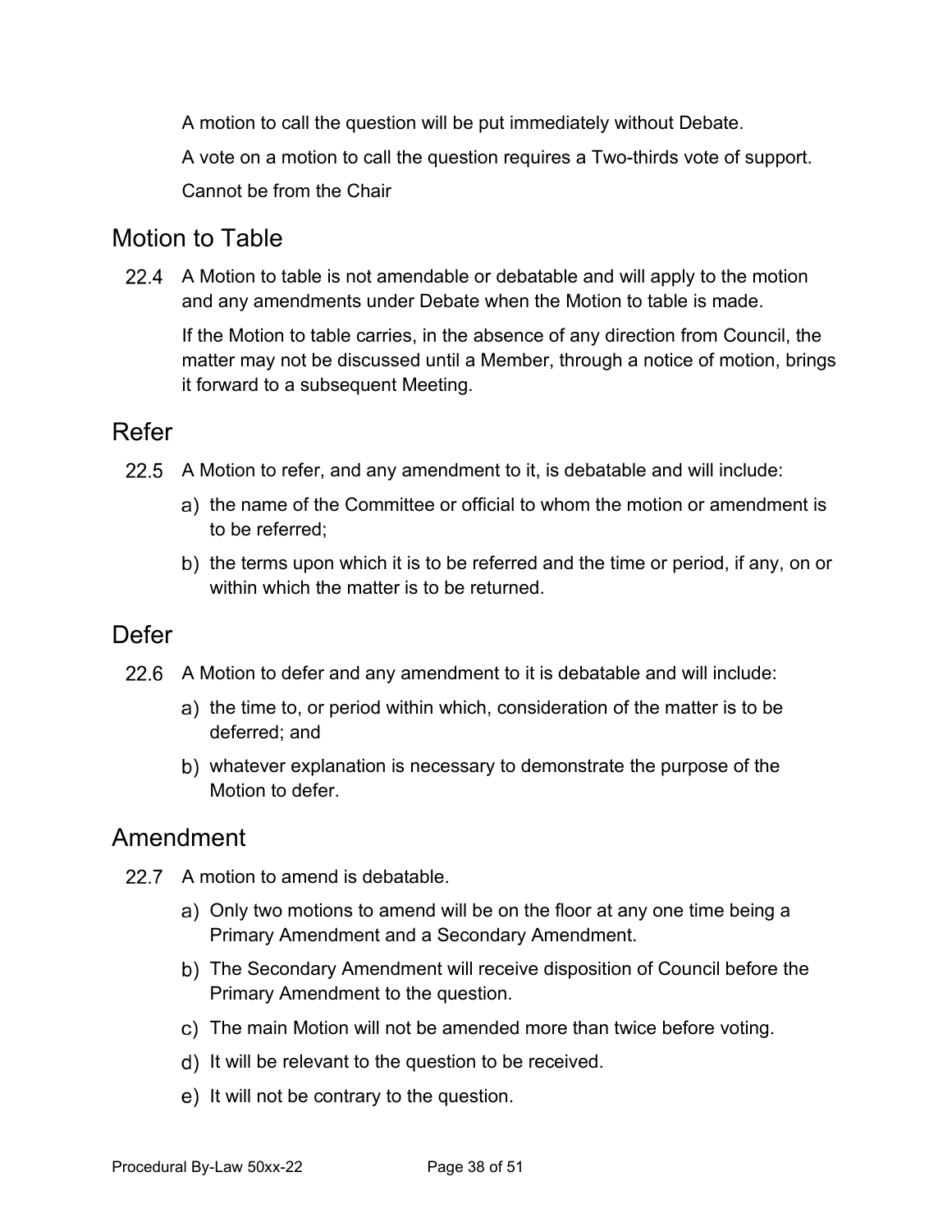A motion to call the question will be put immediately without Debate.

A vote on a motion to call the question requires a Two-thirds vote of support.

Cannot be from the Chair

## Motion to Table

22.4 A Motion to table is not amendable or debatable and will apply to the motion and any amendments under Debate when the Motion to table is made.

If the Motion to table carries, in the absence of any direction from Council, the matter may not be discussed until a Member, through a notice of motion, brings it forward to a subsequent Meeting.

## Refer

22.5 A Motion to refer, and any amendment to it, is debatable and will include:

a) the name of the Committee or official to whom the motion or amendment is to be referred;

b) the terms upon which it is to be referred and the time or period, if any, on or within which the matter is to be returned.

## Defer

22.6 A Motion to defer and any amendment to it is debatable and will include:

a) the time to, or period within which, consideration of the matter is to be deferred; and

b) whatever explanation is necessary to demonstrate the purpose of the Motion to defer.

## Amendment

22.7 A motion to amend is debatable.

a) Only two motions to amend will be on the floor at any one time being a Primary Amendment and a Secondary Amendment.

b) The Secondary Amendment will receive disposition of Council before the Primary Amendment to the question.

c) The main Motion will not be amended more than twice before voting.

d) It will be relevant to the question to be received.

e) It will not be contrary to the question.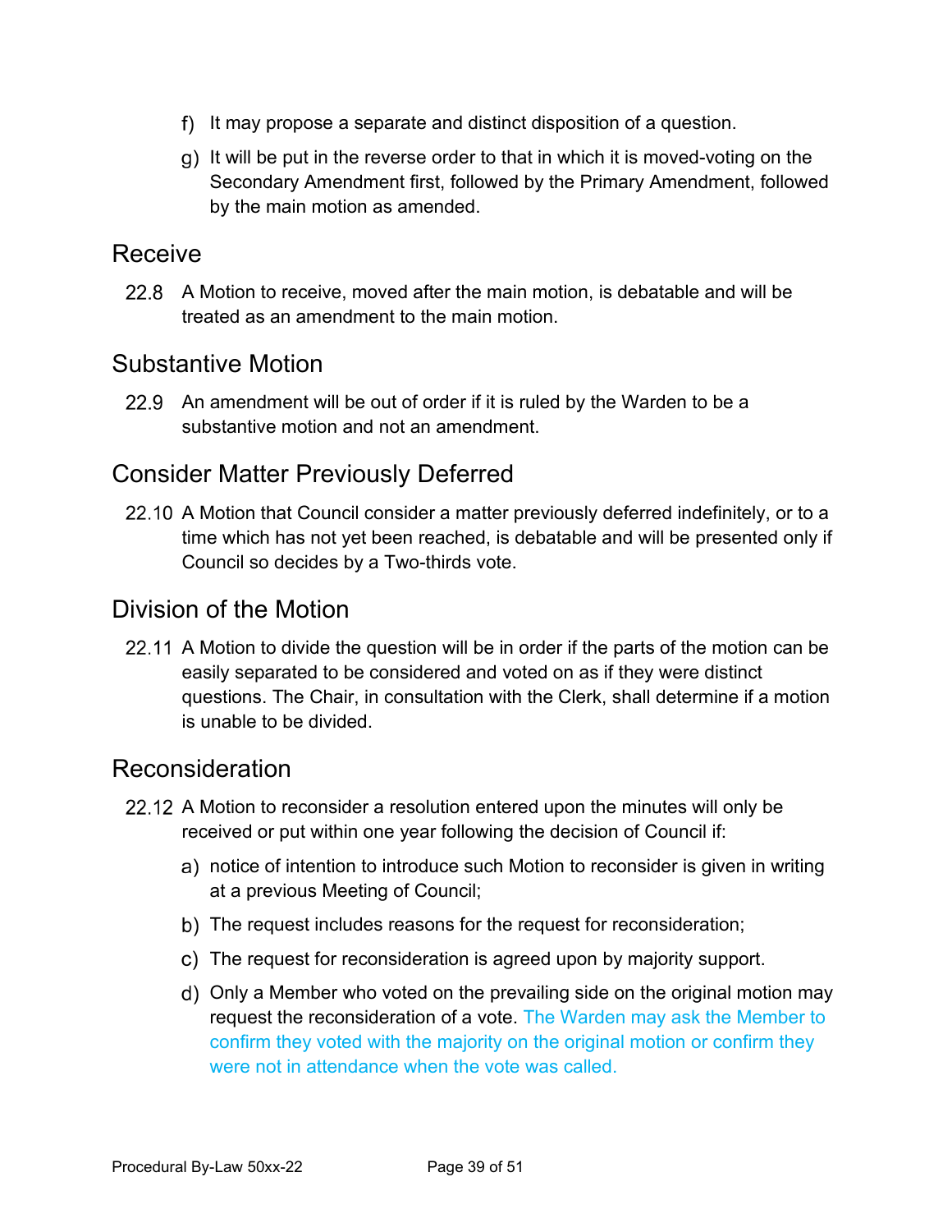f) It may propose a separate and distinct disposition of a question.

g) It will be put in the reverse order to that in which it is moved-voting on the Secondary Amendment first, followed by the Primary Amendment, followed by the main motion as amended.

## Receive

22.8 A Motion to receive, moved after the main motion, is debatable and will be treated as an amendment to the main motion.

## Substantive Motion

22.9 An amendment will be out of order if it is ruled by the Warden to be a substantive motion and not an amendment.

## Consider Matter Previously Deferred

22.10 A Motion that Council consider a matter previously deferred indefinitely, or to a time which has not yet been reached, is debatable and will be presented only if Council so decides by a Two-thirds vote.

## Division of the Motion

22.11 A Motion to divide the question will be in order if the parts of the motion can be easily separated to be considered and voted on as if they were distinct questions. The Chair, in consultation with the Clerk, shall determine if a motion is unable to be divided.

## Reconsideration

22.12 A Motion to reconsider a resolution entered upon the minutes will only be received or put within one year following the decision of Council if:

a) notice of intention to introduce such Motion to reconsider is given in writing at a previous Meeting of Council;

b) The request includes reasons for the request for reconsideration;

c) The request for reconsideration is agreed upon by majority support.

d) Only a Member who voted on the prevailing side on the original motion may request the reconsideration of a vote. The Warden may ask the Member to confirm they voted with the majority on the original motion or confirm they were not in attendance when the vote was called.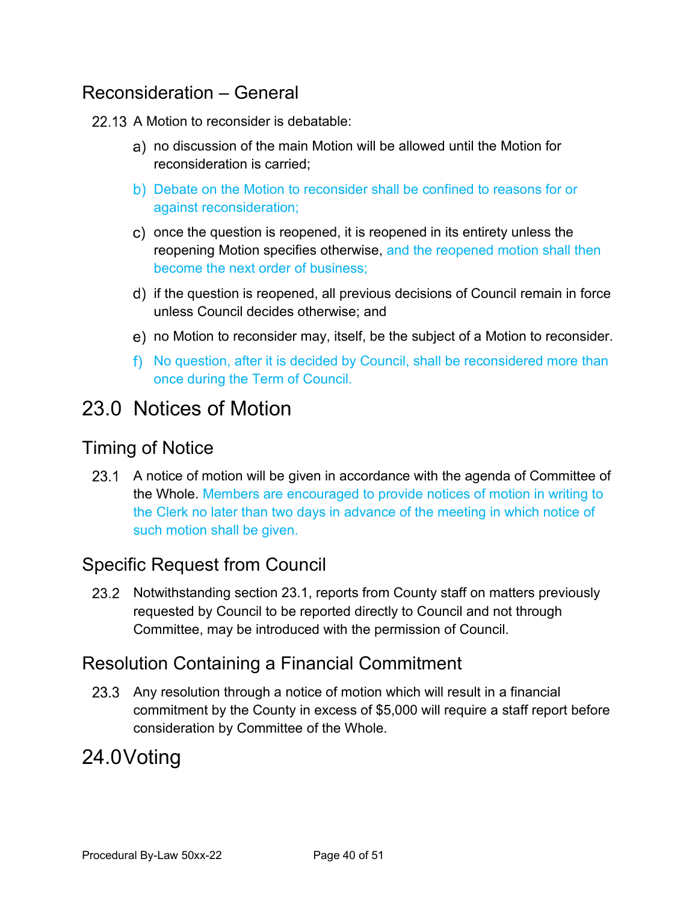### Reconsideration – General

22.13 A Motion to reconsider is debatable:

a) no discussion of the main Motion will be allowed until the Motion for reconsideration is carried;

b) Debate on the Motion to reconsider shall be confined to reasons for or against reconsideration;

c) once the question is reopened, it is reopened in its entirety unless the reopening Motion specifies otherwise, and the reopened motion shall then become the next order of business;

d) if the question is reopened, all previous decisions of Council remain in force unless Council decides otherwise; and

e) no Motion to reconsider may, itself, be the subject of a Motion to reconsider.

f) No question, after it is decided by Council, shall be reconsidered more than once during the Term of Council.

## 23.0 Notices of Motion

### Timing of Notice

23.1 A notice of motion will be given in accordance with the agenda of Committee of the Whole. Members are encouraged to provide notices of motion in writing to the Clerk no later than two days in advance of the meeting in which notice of such motion shall be given.

### Specific Request from Council

23.2 Notwithstanding section 23.1, reports from County staff on matters previously requested by Council to be reported directly to Council and not through Committee, may be introduced with the permission of Council.

### Resolution Containing a Financial Commitment

23.3 Any resolution through a notice of motion which will result in a financial commitment by the County in excess of $5,000 will require a staff report before consideration by Committee of the Whole.

## 24.0 Voting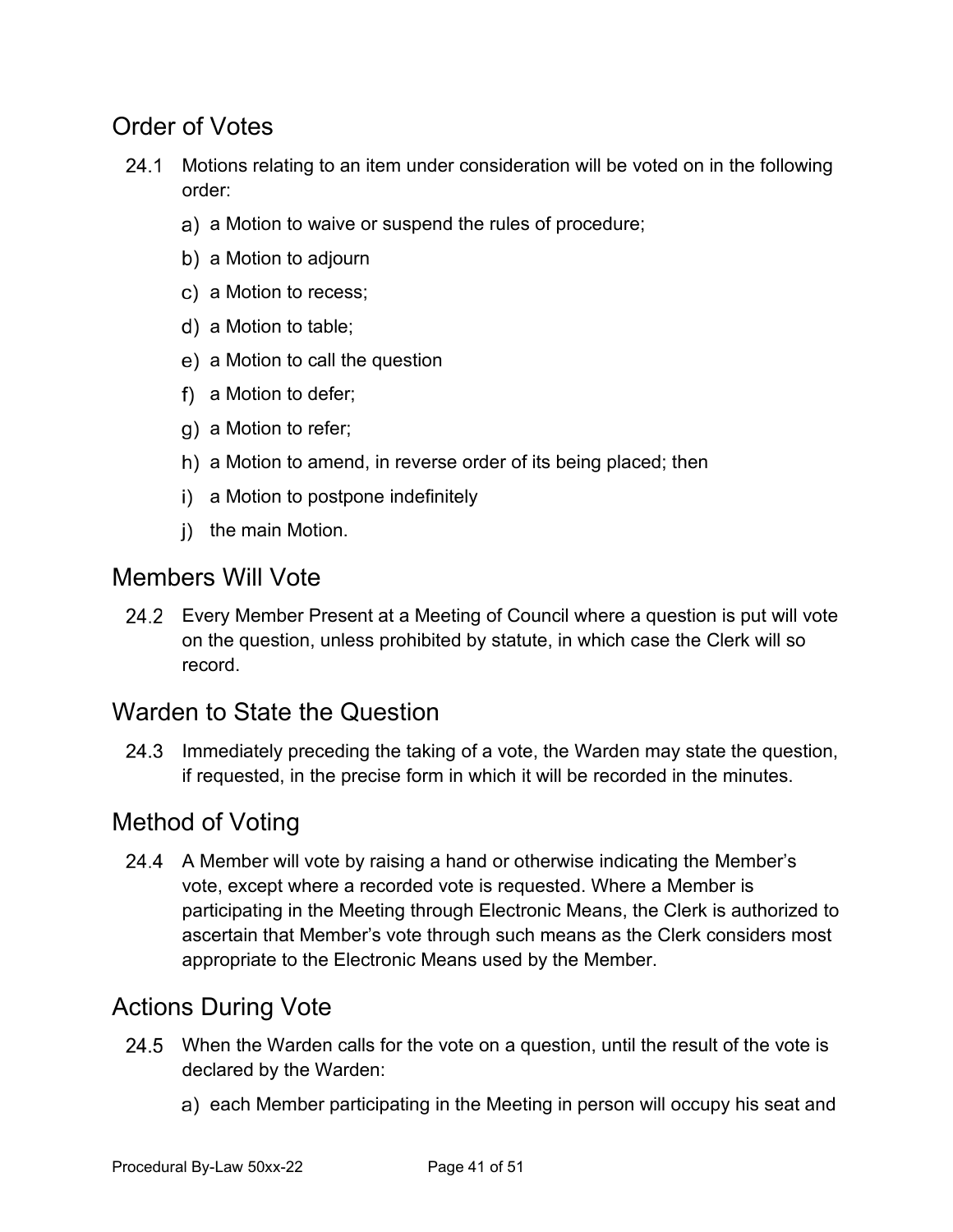## Order of Votes

24.1 Motions relating to an item under consideration will be voted on in the following order:

a) a Motion to waive or suspend the rules of procedure;

b) a Motion to adjourn

c) a Motion to recess;

d) a Motion to table;

e) a Motion to call the question

f) a Motion to defer;

g) a Motion to refer;

h) a Motion to amend, in reverse order of its being placed; then

i) a Motion to postpone indefinitely

j) the main Motion.

## Members Will Vote

24.2 Every Member Present at a Meeting of Council where a question is put will vote on the question, unless prohibited by statute, in which case the Clerk will so record.

## Warden to State the Question

24.3 Immediately preceding the taking of a vote, the Warden may state the question, if requested, in the precise form in which it will be recorded in the minutes.

## Method of Voting

24.4 A Member will vote by raising a hand or otherwise indicating the Member's vote, except where a recorded vote is requested. Where a Member is participating in the Meeting through Electronic Means, the Clerk is authorized to ascertain that Member's vote through such means as the Clerk considers most appropriate to the Electronic Means used by the Member.

## Actions During Vote

24.5 When the Warden calls for the vote on a question, until the result of the vote is declared by the Warden:

a) each Member participating in the Meeting in person will occupy his seat and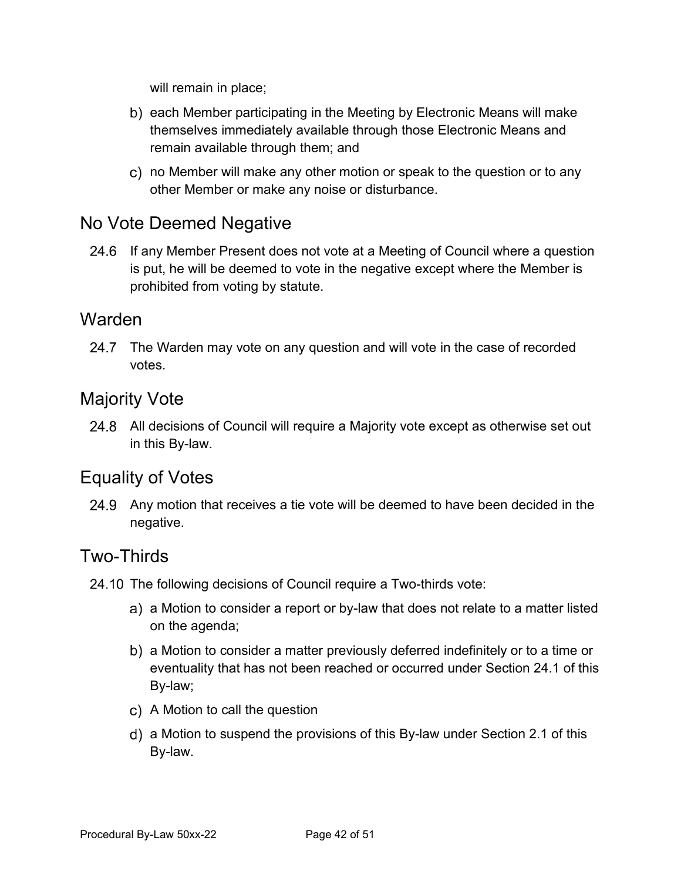will remain in place;

b) each Member participating in the Meeting by Electronic Means will make themselves immediately available through those Electronic Means and remain available through them; and

c) no Member will make any other motion or speak to the question or to any other Member or make any noise or disturbance.

## No Vote Deemed Negative

24.6 If any Member Present does not vote at a Meeting of Council where a question is put, he will be deemed to vote in the negative except where the Member is prohibited from voting by statute.

## Warden

24.7 The Warden may vote on any question and will vote in the case of recorded votes.

## Majority Vote

24.8 All decisions of Council will require a Majority vote except as otherwise set out in this By-law.

## Equality of Votes

24.9 Any motion that receives a tie vote will be deemed to have been decided in the negative.

## Two-Thirds

24.10 The following decisions of Council require a Two-thirds vote:

a) a Motion to consider a report or by-law that does not relate to a matter listed on the agenda;

b) a Motion to consider a matter previously deferred indefinitely or to a time or eventuality that has not been reached or occurred under Section 24.1 of this By-law;

c) A Motion to call the question

d) a Motion to suspend the provisions of this By-law under Section 2.1 of this By-law.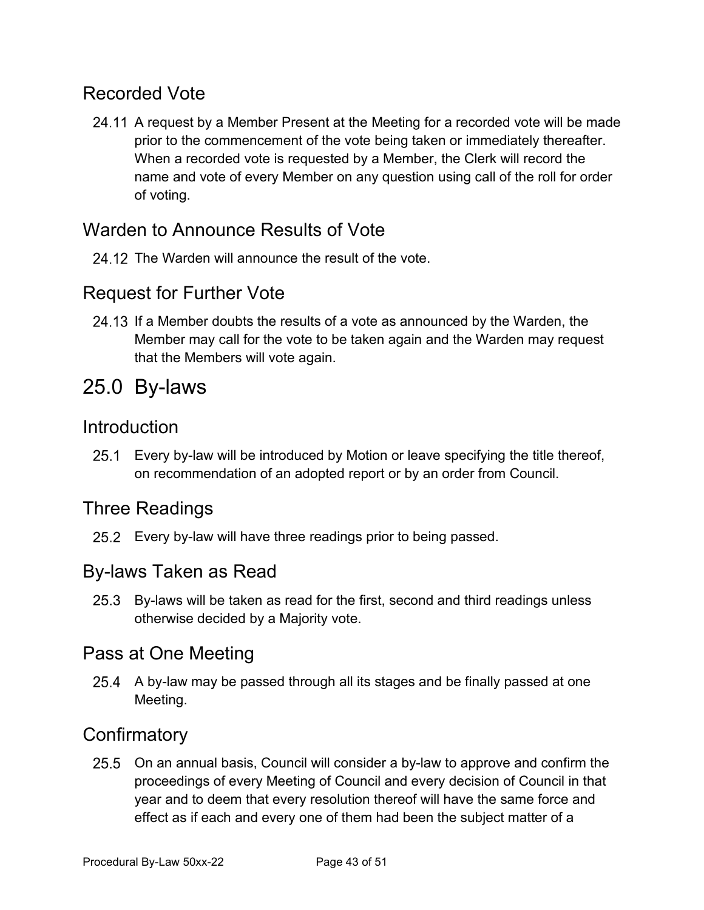### Recorded Vote

24.11 A request by a Member Present at the Meeting for a recorded vote will be made prior to the commencement of the vote being taken or immediately thereafter. When a recorded vote is requested by a Member, the Clerk will record the name and vote of every Member on any question using call of the roll for order of voting.

### Warden to Announce Results of Vote

24.12 The Warden will announce the result of the vote.

### Request for Further Vote

24.13 If a Member doubts the results of a vote as announced by the Warden, the Member may call for the vote to be taken again and the Warden may request that the Members will vote again.

## 25.0 By-laws

### Introduction

25.1 Every by-law will be introduced by Motion or leave specifying the title thereof, on recommendation of an adopted report or by an order from Council.

### Three Readings

25.2 Every by-law will have three readings prior to being passed.

### By-laws Taken as Read

25.3 By-laws will be taken as read for the first, second and third readings unless otherwise decided by a Majority vote.

### Pass at One Meeting

25.4 A by-law may be passed through all its stages and be finally passed at one Meeting.

### Confirmatory

25.5 On an annual basis, Council will consider a by-law to approve and confirm the proceedings of every Meeting of Council and every decision of Council in that year and to deem that every resolution thereof will have the same force and effect as if each and every one of them had been the subject matter of a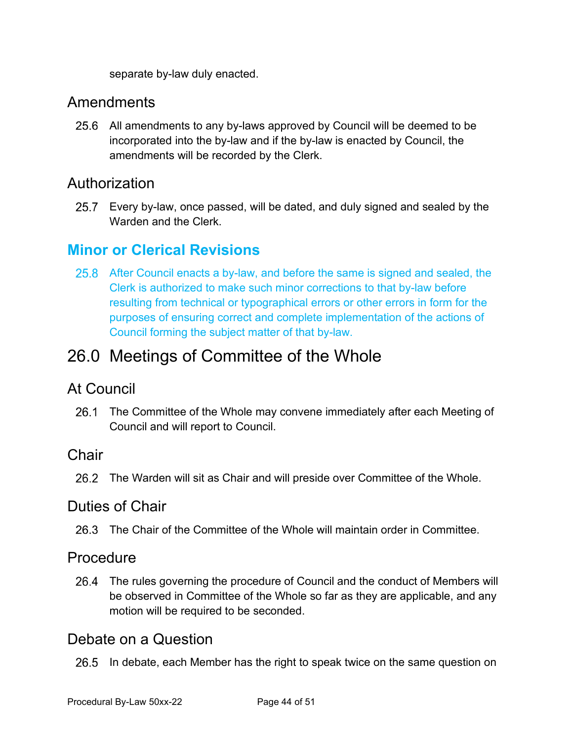separate by-law duly enacted.

### Amendments

25.6 All amendments to any by-laws approved by Council will be deemed to be incorporated into the by-law and if the by-law is enacted by Council, the amendments will be recorded by the Clerk.

### Authorization

25.7 Every by-law, once passed, will be dated, and duly signed and sealed by the Warden and the Clerk.

### **Minor or Clerical Revisions**

25.8 After Council enacts a by-law, and before the same is signed and sealed, the Clerk is authorized to make such minor corrections to that by-law before resulting from technical or typographical errors or other errors in form for the purposes of ensuring correct and complete implementation of the actions of Council forming the subject matter of that by-law.

## 26.0 Meetings of Committee of the Whole

### At Council

26.1 The Committee of the Whole may convene immediately after each Meeting of Council and will report to Council.

### Chair

26.2 The Warden will sit as Chair and will preside over Committee of the Whole.

### Duties of Chair

26.3 The Chair of the Committee of the Whole will maintain order in Committee.

### Procedure

26.4 The rules governing the procedure of Council and the conduct of Members will be observed in Committee of the Whole so far as they are applicable, and any motion will be required to be seconded.

### Debate on a Question

26.5 In debate, each Member has the right to speak twice on the same question on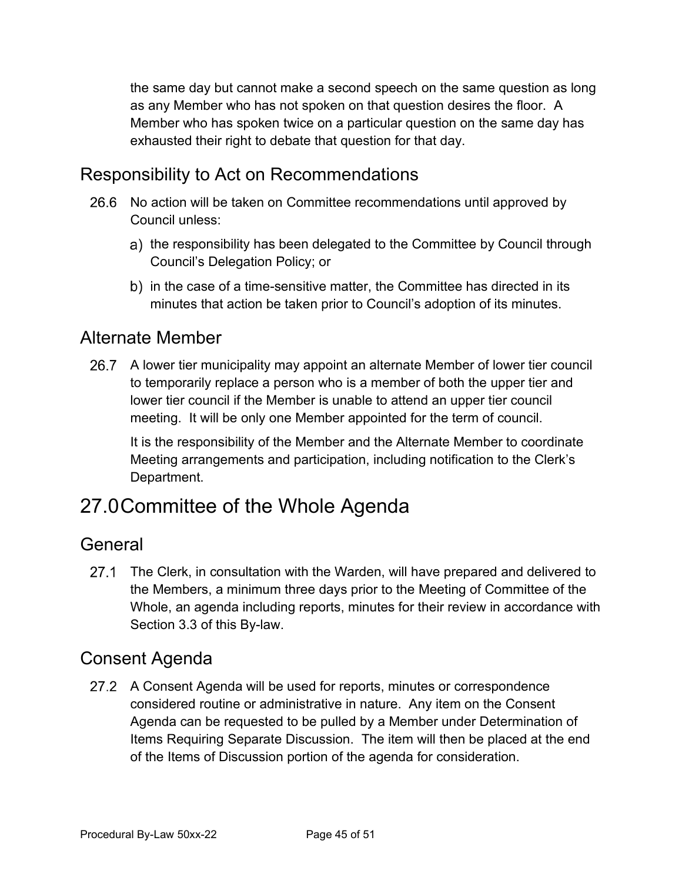the same day but cannot make a second speech on the same question as long as any Member who has not spoken on that question desires the floor. A Member who has spoken twice on a particular question on the same day has exhausted their right to debate that question for that day.

## Responsibility to Act on Recommendations

26.6 No action will be taken on Committee recommendations until approved by Council unless:

a) the responsibility has been delegated to the Committee by Council through Council's Delegation Policy; or

b) in the case of a time-sensitive matter, the Committee has directed in its minutes that action be taken prior to Council's adoption of its minutes.

## Alternate Member

26.7 A lower tier municipality may appoint an alternate Member of lower tier council to temporarily replace a person who is a member of both the upper tier and lower tier council if the Member is unable to attend an upper tier council meeting. It will be only one Member appointed for the term of council.

It is the responsibility of the Member and the Alternate Member to coordinate Meeting arrangements and participation, including notification to the Clerk's Department.

# 27.0 Committee of the Whole Agenda

## General

27.1 The Clerk, in consultation with the Warden, will have prepared and delivered to the Members, a minimum three days prior to the Meeting of Committee of the Whole, an agenda including reports, minutes for their review in accordance with Section 3.3 of this By-law.

## Consent Agenda

27.2 A Consent Agenda will be used for reports, minutes or correspondence considered routine or administrative in nature. Any item on the Consent Agenda can be requested to be pulled by a Member under Determination of Items Requiring Separate Discussion. The item will then be placed at the end of the Items of Discussion portion of the agenda for consideration.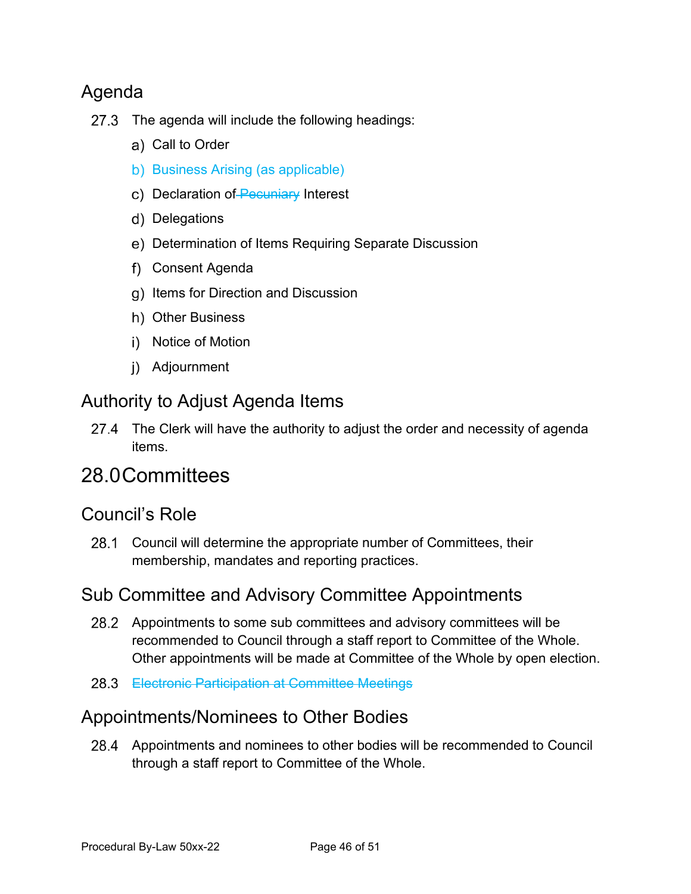## Agenda

27.3 The agenda will include the following headings:

a) Call to Order

b) Business Arising (as applicable)

c) Declaration of ~~Pecuniary~~ Interest

d) Delegations

e) Determination of Items Requiring Separate Discussion

f) Consent Agenda

g) Items for Direction and Discussion

h) Other Business

i) Notice of Motion

j) Adjournment

## Authority to Adjust Agenda Items

27.4 The Clerk will have the authority to adjust the order and necessity of agenda items.

# 28.0 Committees

## Council's Role

28.1 Council will determine the appropriate number of Committees, their membership, mandates and reporting practices.

## Sub Committee and Advisory Committee Appointments

28.2 Appointments to some sub committees and advisory committees will be recommended to Council through a staff report to Committee of the Whole. Other appointments will be made at Committee of the Whole by open election.

28.3 ~~Electronic Participation at Committee Meetings~~

## Appointments/Nominees to Other Bodies

28.4 Appointments and nominees to other bodies will be recommended to Council through a staff report to Committee of the Whole.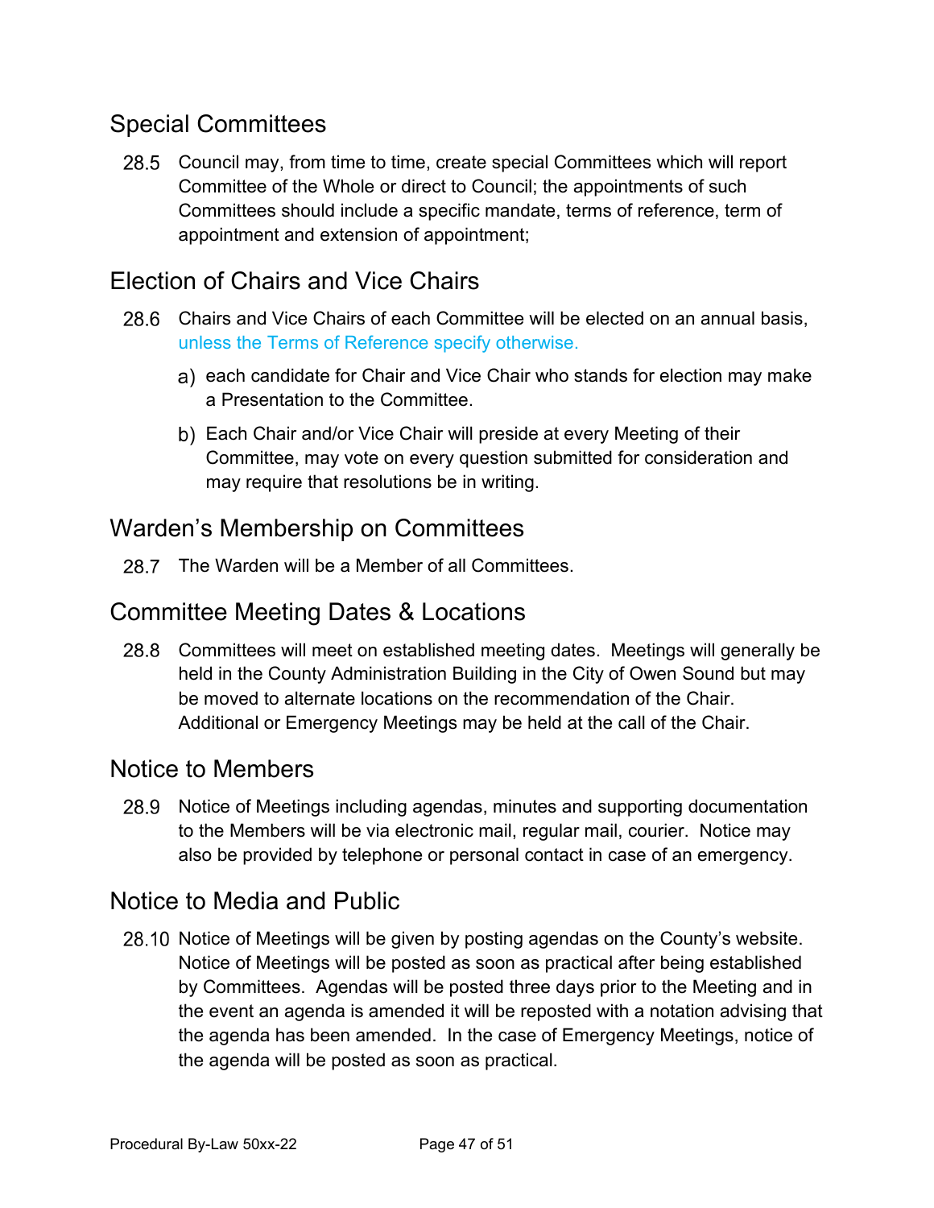## Special Committees

28.5 Council may, from time to time, create special Committees which will report Committee of the Whole or direct to Council; the appointments of such Committees should include a specific mandate, terms of reference, term of appointment and extension of appointment;

## Election of Chairs and Vice Chairs

28.6 Chairs and Vice Chairs of each Committee will be elected on an annual basis, unless the Terms of Reference specify otherwise.

a) each candidate for Chair and Vice Chair who stands for election may make a Presentation to the Committee.

b) Each Chair and/or Vice Chair will preside at every Meeting of their Committee, may vote on every question submitted for consideration and may require that resolutions be in writing.

## Warden's Membership on Committees

28.7 The Warden will be a Member of all Committees.

## Committee Meeting Dates & Locations

28.8 Committees will meet on established meeting dates. Meetings will generally be held in the County Administration Building in the City of Owen Sound but may be moved to alternate locations on the recommendation of the Chair. Additional or Emergency Meetings may be held at the call of the Chair.

## Notice to Members

28.9 Notice of Meetings including agendas, minutes and supporting documentation to the Members will be via electronic mail, regular mail, courier. Notice may also be provided by telephone or personal contact in case of an emergency.

## Notice to Media and Public

28.10 Notice of Meetings will be given by posting agendas on the County's website. Notice of Meetings will be posted as soon as practical after being established by Committees. Agendas will be posted three days prior to the Meeting and in the event an agenda is amended it will be reposted with a notation advising that the agenda has been amended. In the case of Emergency Meetings, notice of the agenda will be posted as soon as practical.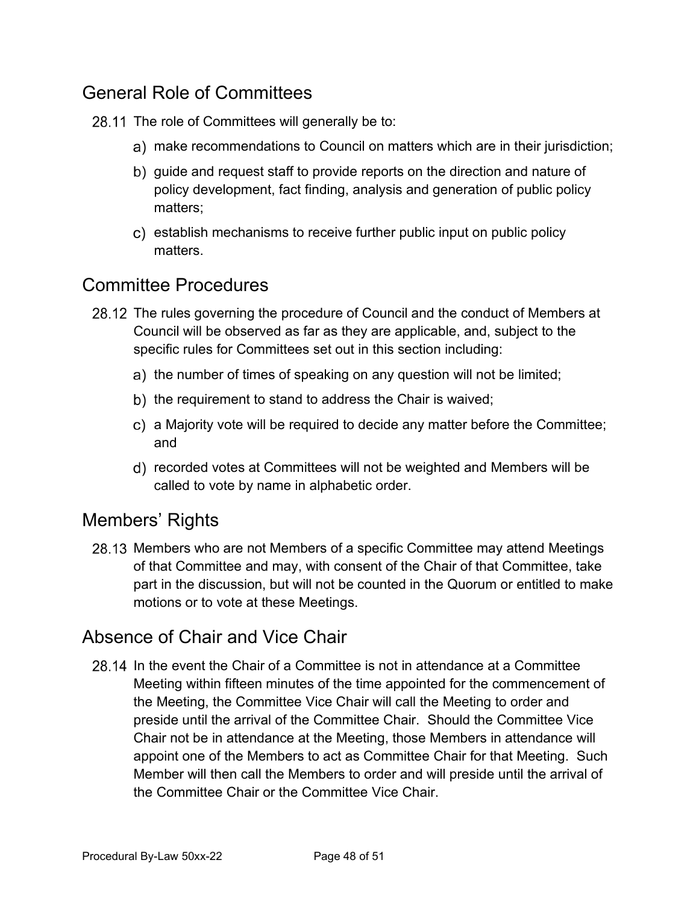## General Role of Committees

28.11 The role of Committees will generally be to:

a) make recommendations to Council on matters which are in their jurisdiction;

b) guide and request staff to provide reports on the direction and nature of policy development, fact finding, analysis and generation of public policy matters;

c) establish mechanisms to receive further public input on public policy matters.

## Committee Procedures

28.12 The rules governing the procedure of Council and the conduct of Members at Council will be observed as far as they are applicable, and, subject to the specific rules for Committees set out in this section including:

a) the number of times of speaking on any question will not be limited;

b) the requirement to stand to address the Chair is waived;

c) a Majority vote will be required to decide any matter before the Committee; and

d) recorded votes at Committees will not be weighted and Members will be called to vote by name in alphabetic order.

## Members' Rights

28.13 Members who are not Members of a specific Committee may attend Meetings of that Committee and may, with consent of the Chair of that Committee, take part in the discussion, but will not be counted in the Quorum or entitled to make motions or to vote at these Meetings.

## Absence of Chair and Vice Chair

28.14 In the event the Chair of a Committee is not in attendance at a Committee Meeting within fifteen minutes of the time appointed for the commencement of the Meeting, the Committee Vice Chair will call the Meeting to order and preside until the arrival of the Committee Chair. Should the Committee Vice Chair not be in attendance at the Meeting, those Members in attendance will appoint one of the Members to act as Committee Chair for that Meeting. Such Member will then call the Members to order and will preside until the arrival of the Committee Chair or the Committee Vice Chair.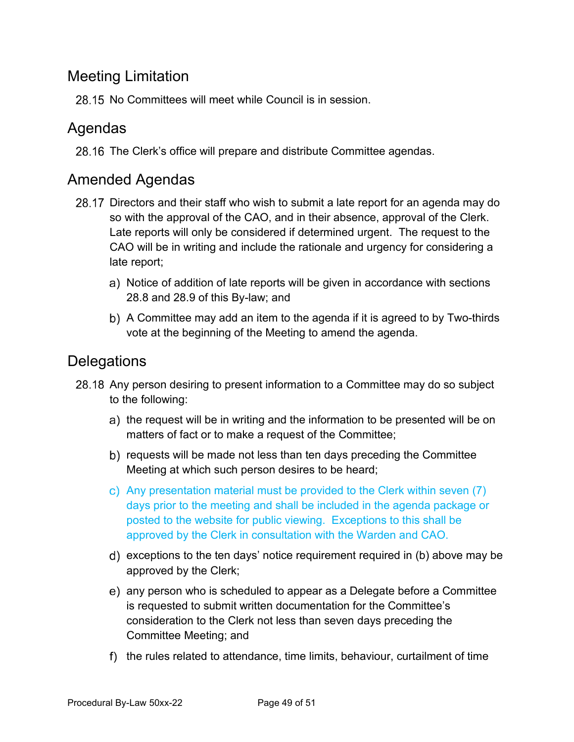## Meeting Limitation

28.15 No Committees will meet while Council is in session.

## Agendas

28.16 The Clerk's office will prepare and distribute Committee agendas.

## Amended Agendas

28.17 Directors and their staff who wish to submit a late report for an agenda may do so with the approval of the CAO, and in their absence, approval of the Clerk. Late reports will only be considered if determined urgent. The request to the CAO will be in writing and include the rationale and urgency for considering a late report;

a) Notice of addition of late reports will be given in accordance with sections 28.8 and 28.9 of this By-law; and

b) A Committee may add an item to the agenda if it is agreed to by Two-thirds vote at the beginning of the Meeting to amend the agenda.

## Delegations

28.18 Any person desiring to present information to a Committee may do so subject to the following:

a) the request will be in writing and the information to be presented will be on matters of fact or to make a request of the Committee;

b) requests will be made not less than ten days preceding the Committee Meeting at which such person desires to be heard;

c) Any presentation material must be provided to the Clerk within seven (7) days prior to the meeting and shall be included in the agenda package or posted to the website for public viewing. Exceptions to this shall be approved by the Clerk in consultation with the Warden and CAO.

d) exceptions to the ten days' notice requirement required in (b) above may be approved by the Clerk;

e) any person who is scheduled to appear as a Delegate before a Committee is requested to submit written documentation for the Committee's consideration to the Clerk not less than seven days preceding the Committee Meeting; and

f) the rules related to attendance, time limits, behaviour, curtailment of time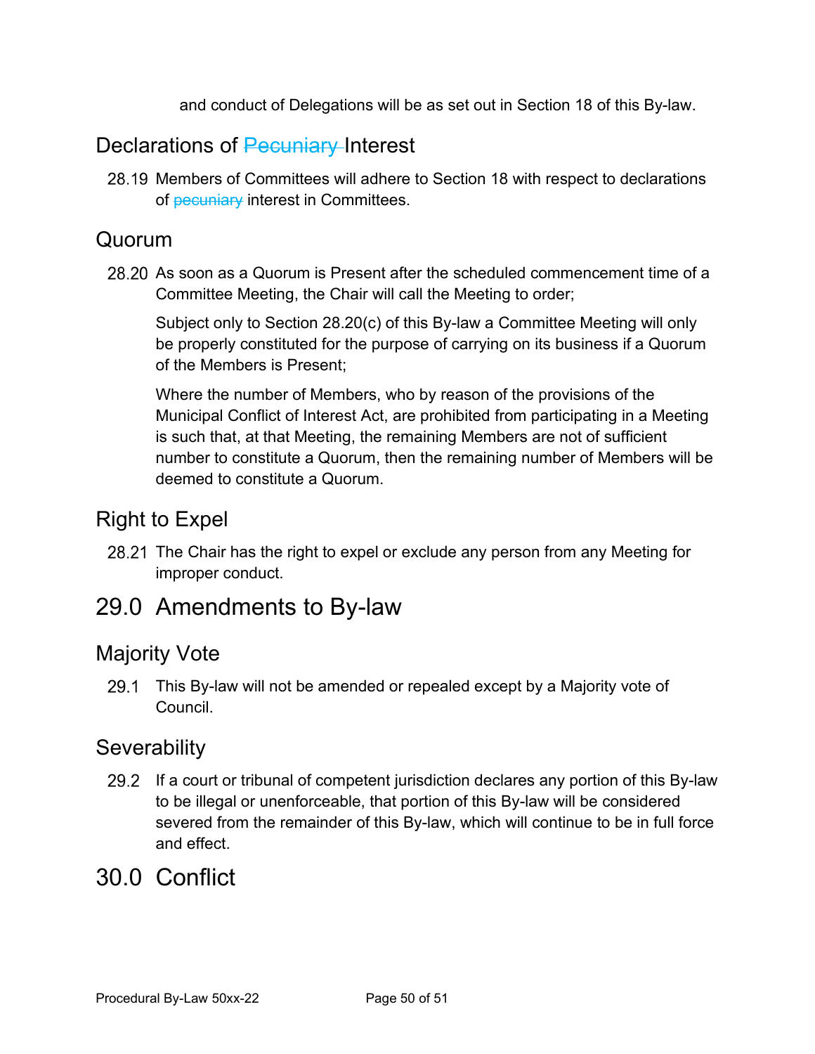and conduct of Delegations will be as set out in Section 18 of this By-law.

## Declarations of ~~Pecuniary~~ Interest

28.19 Members of Committees will adhere to Section 18 with respect to declarations of ~~pecuniary~~ interest in Committees.

## Quorum

28.20 As soon as a Quorum is Present after the scheduled commencement time of a Committee Meeting, the Chair will call the Meeting to order;

Subject only to Section 28.20(c) of this By-law a Committee Meeting will only be properly constituted for the purpose of carrying on its business if a Quorum of the Members is Present;

Where the number of Members, who by reason of the provisions of the Municipal Conflict of Interest Act, are prohibited from participating in a Meeting is such that, at that Meeting, the remaining Members are not of sufficient number to constitute a Quorum, then the remaining number of Members will be deemed to constitute a Quorum.

## Right to Expel

28.21 The Chair has the right to expel or exclude any person from any Meeting for improper conduct.

# 29.0 Amendments to By-law

## Majority Vote

29.1 This By-law will not be amended or repealed except by a Majority vote of Council.

## Severability

29.2 If a court or tribunal of competent jurisdiction declares any portion of this By-law to be illegal or unenforceable, that portion of this By-law will be considered severed from the remainder of this By-law, which will continue to be in full force and effect.

# 30.0 Conflict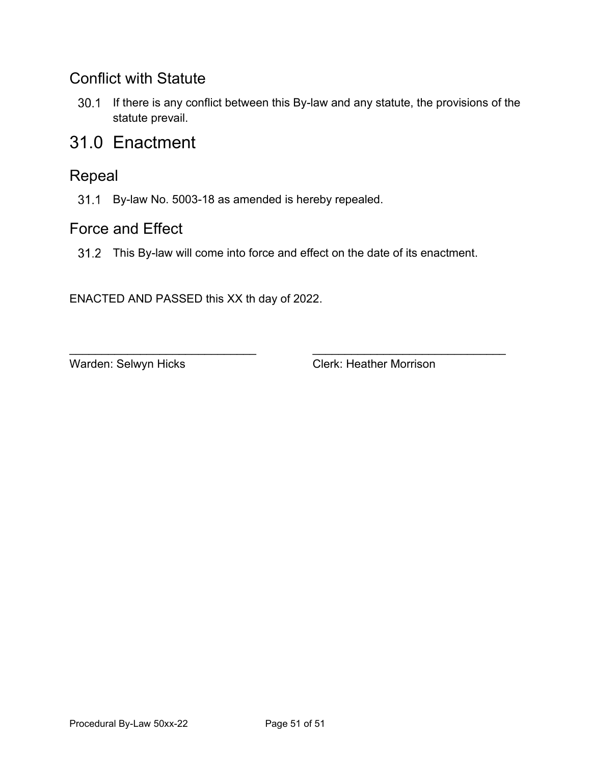## Conflict with Statute

30.1 If there is any conflict between this By-law and any statute, the provisions of the statute prevail.

# 31.0 Enactment

## Repeal

31.1 By-law No. 5003-18 as amended is hereby repealed.

## Force and Effect

31.2 This By-law will come into force and effect on the date of its enactment.

ENACTED AND PASSED this XX th day of 2022.

| | |
|---|---|
| ______________________________ | ______________________________ |
| Warden: Selwyn Hicks | Clerk: Heather Morrison |